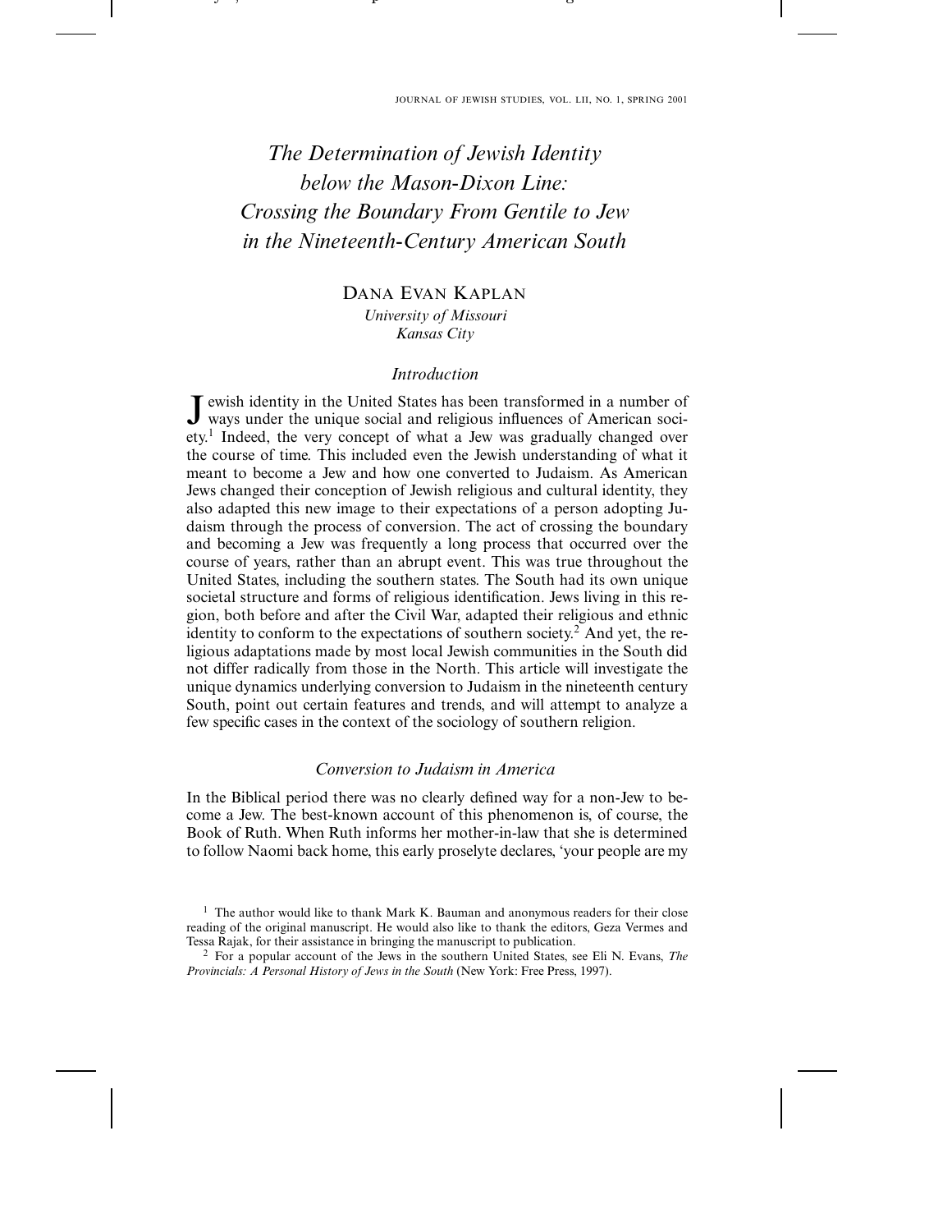# *The Determination of Jewish Identity below the Mason-Dixon Line: Crossing the Boundary From Gentile to Jew in the Nineteenth-Century American South*

DANA EVAN KAPLAN

*University of Missouri*
*Kansas City*

## *Introduction*

Jewish identity in the United States has been transformed in a number of ways under the unique social and religious influences of American society.[1] Indeed, the very concept of what a Jew was gradually changed over the course of time. This included even the Jewish understanding of what it meant to become a Jew and how one converted to Judaism. As American Jews changed their conception of Jewish religious and cultural identity, they also adapted this new image to their expectations of a person adopting Judaism through the process of conversion. The act of crossing the boundary and becoming a Jew was frequently a long process that occurred over the course of years, rather than an abrupt event. This was true throughout the United States, including the southern states. The South had its own unique societal structure and forms of religious identification. Jews living in this region, both before and after the Civil War, adapted their religious and ethnic identity to conform to the expectations of southern society.[2] And yet, the religious adaptations made by most local Jewish communities in the South did not differ radically from those in the North. This article will investigate the unique dynamics underlying conversion to Judaism in the nineteenth century South, point out certain features and trends, and will attempt to analyze a few specific cases in the context of the sociology of southern religion.

## *Conversion to Judaism in America*

In the Biblical period there was no clearly defined way for a non-Jew to become a Jew. The best-known account of this phenomenon is, of course, the Book of Ruth. When Ruth informs her mother-in-law that she is determined to follow Naomi back home, this early proselyte declares, 'your people are my

---

[1] The author would like to thank Mark K. Bauman and anonymous readers for their close reading of the original manuscript. He would also like to thank the editors, Geza Vermes and Tessa Rajak, for their assistance in bringing the manuscript to publication.

[2] For a popular account of the Jews in the southern United States, see Eli N. Evans, *The Provincials: A Personal History of Jews in the South* (New York: Free Press, 1997).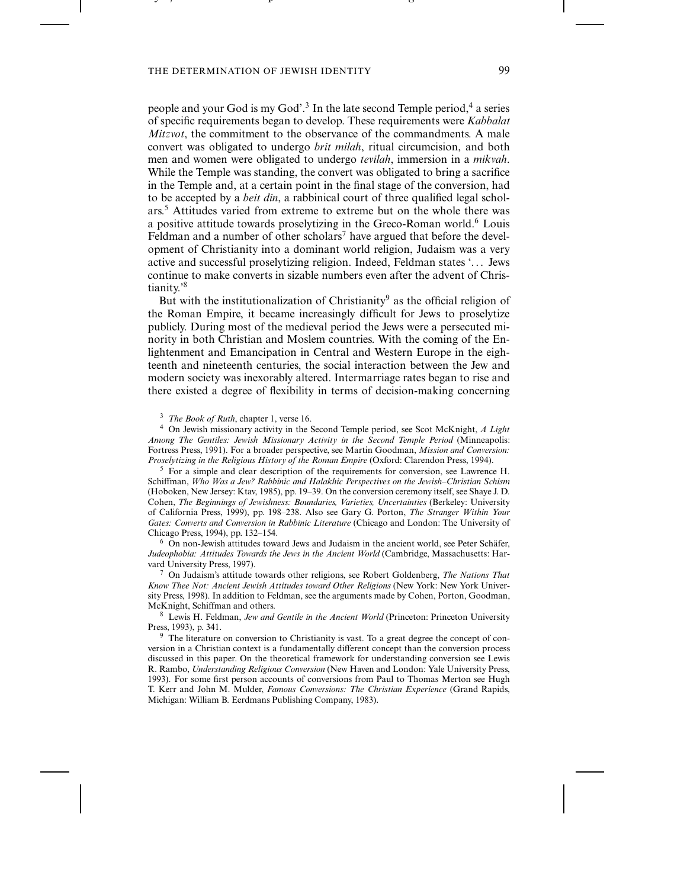people and your God is my God'.[3] In the late second Temple period,[4] a series of specific requirements began to develop. These requirements were *Kabbalat Mitzvot*, the commitment to the observance of the commandments. A male convert was obligated to undergo *brit milah*, ritual circumcision, and both men and women were obligated to undergo *tevilah*, immersion in a *mikvah*. While the Temple was standing, the convert was obligated to bring a sacrifice in the Temple and, at a certain point in the final stage of the conversion, had to be accepted by a *beit din*, a rabbinical court of three qualified legal scholars.[5] Attitudes varied from extreme to extreme but on the whole there was a positive attitude towards proselytizing in the Greco-Roman world.[6] Louis Feldman and a number of other scholars[7] have argued that before the development of Christianity into a dominant world religion, Judaism was a very active and successful proselytizing religion. Indeed, Feldman states '… Jews continue to make converts in sizable numbers even after the advent of Christianity.'[8]

But with the institutionalization of Christianity[9] as the official religion of the Roman Empire, it became increasingly difficult for Jews to proselytize publicly. During most of the medieval period the Jews were a persecuted minority in both Christian and Moslem countries. With the coming of the Enlightenment and Emancipation in Central and Western Europe in the eighteenth and nineteenth centuries, the social interaction between the Jew and modern society was inexorably altered. Intermarriage rates began to rise and there existed a degree of flexibility in terms of decision-making concerning

---

[3] *The Book of Ruth*, chapter 1, verse 16.

[4] On Jewish missionary activity in the Second Temple period, see Scot McKnight, *A Light Among The Gentiles: Jewish Missionary Activity in the Second Temple Period* (Minneapolis: Fortress Press, 1991). For a broader perspective, see Martin Goodman, *Mission and Conversion: Proselytizing in the Religious History of the Roman Empire* (Oxford: Clarendon Press, 1994).

[5] For a simple and clear description of the requirements for conversion, see Lawrence H. Schiffman, *Who Was a Jew? Rabbinic and Halakhic Perspectives on the Jewish–Christian Schism* (Hoboken, New Jersey: Ktav, 1985), pp. 19–39. On the conversion ceremony itself, see Shaye J. D. Cohen, *The Beginnings of Jewishness: Boundaries, Varieties, Uncertainties* (Berkeley: University of California Press, 1999), pp. 198–238. Also see Gary G. Porton, *The Stranger Within Your Gates: Converts and Conversion in Rabbinic Literature* (Chicago and London: The University of Chicago Press, 1994), pp. 132–154.

[6] On non-Jewish attitudes toward Jews and Judaism in the ancient world, see Peter Schäfer, *Judeophobia: Attitudes Towards the Jews in the Ancient World* (Cambridge, Massachusetts: Harvard University Press, 1997).

[7] On Judaism's attitude towards other religions, see Robert Goldenberg, *The Nations That Know Thee Not: Ancient Jewish Attitudes toward Other Religions* (New York: New York University Press, 1998). In addition to Feldman, see the arguments made by Cohen, Porton, Goodman, McKnight, Schiffman and others.

[8] Lewis H. Feldman, *Jew and Gentile in the Ancient World* (Princeton: Princeton University Press, 1993), p. 341.

[9] The literature on conversion to Christianity is vast. To a great degree the concept of conversion in a Christian context is a fundamentally different concept than the conversion process discussed in this paper. On the theoretical framework for understanding conversion see Lewis R. Rambo, *Understanding Religious Conversion* (New Haven and London: Yale University Press, 1993). For some first person accounts of conversions from Paul to Thomas Merton see Hugh T. Kerr and John M. Mulder, *Famous Conversions: The Christian Experience* (Grand Rapids, Michigan: William B. Eerdmans Publishing Company, 1983).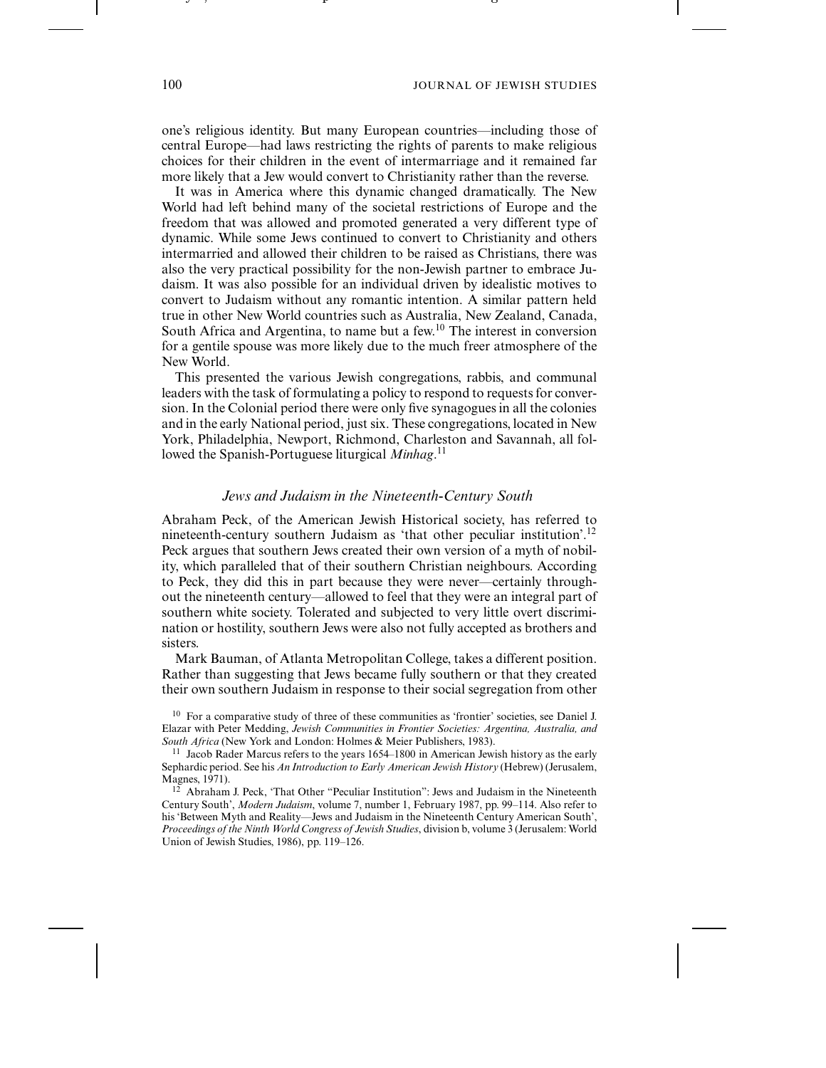one's religious identity. But many European countries—including those of central Europe—had laws restricting the rights of parents to make religious choices for their children in the event of intermarriage and it remained far more likely that a Jew would convert to Christianity rather than the reverse.

It was in America where this dynamic changed dramatically. The New World had left behind many of the societal restrictions of Europe and the freedom that was allowed and promoted generated a very different type of dynamic. While some Jews continued to convert to Christianity and others intermarried and allowed their children to be raised as Christians, there was also the very practical possibility for the non-Jewish partner to embrace Judaism. It was also possible for an individual driven by idealistic motives to convert to Judaism without any romantic intention. A similar pattern held true in other New World countries such as Australia, New Zealand, Canada, South Africa and Argentina, to name but a few.[10] The interest in conversion for a gentile spouse was more likely due to the much freer atmosphere of the New World.

This presented the various Jewish congregations, rabbis, and communal leaders with the task of formulating a policy to respond to requests for conversion. In the Colonial period there were only five synagogues in all the colonies and in the early National period, just six. These congregations, located in New York, Philadelphia, Newport, Richmond, Charleston and Savannah, all followed the Spanish-Portuguese liturgical *Minhag*.[11]

### *Jews and Judaism in the Nineteenth-Century South*

Abraham Peck, of the American Jewish Historical society, has referred to nineteenth-century southern Judaism as 'that other peculiar institution'.[12] Peck argues that southern Jews created their own version of a myth of nobility, which paralleled that of their southern Christian neighbours. According to Peck, they did this in part because they were never—certainly throughout the nineteenth century—allowed to feel that they were an integral part of southern white society. Tolerated and subjected to very little overt discrimination or hostility, southern Jews were also not fully accepted as brothers and sisters.

Mark Bauman, of Atlanta Metropolitan College, takes a different position. Rather than suggesting that Jews became fully southern or that they created their own southern Judaism in response to their social segregation from other

[10] For a comparative study of three of these communities as 'frontier' societies, see Daniel J. Elazar with Peter Medding, *Jewish Communities in Frontier Societies: Argentina, Australia, and South Africa* (New York and London: Holmes & Meier Publishers, 1983).

[11] Jacob Rader Marcus refers to the years 1654–1800 in American Jewish history as the early Sephardic period. See his *An Introduction to Early American Jewish History* (Hebrew) (Jerusalem, Magnes, 1971).

[12] Abraham J. Peck, 'That Other "Peculiar Institution": Jews and Judaism in the Nineteenth Century South', *Modern Judaism*, volume 7, number 1, February 1987, pp. 99–114. Also refer to his 'Between Myth and Reality—Jews and Judaism in the Nineteenth Century American South', *Proceedings of the Ninth World Congress of Jewish Studies*, division b, volume 3 (Jerusalem: World Union of Jewish Studies, 1986), pp. 119–126.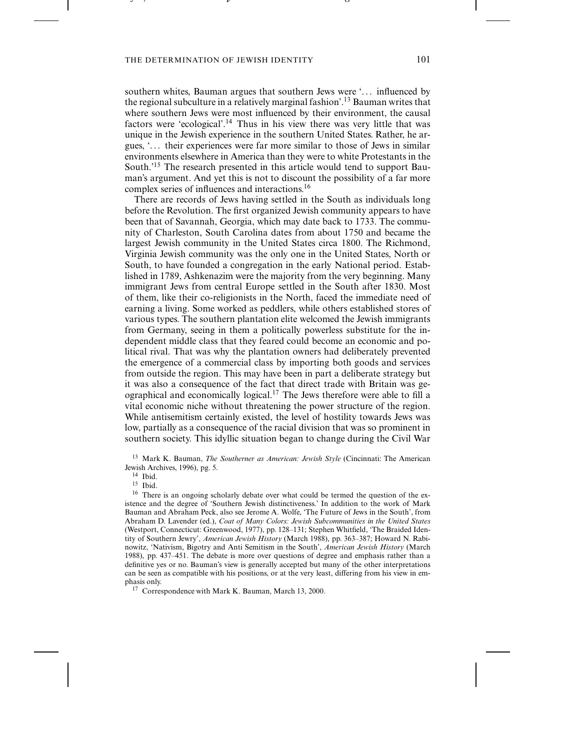southern whites, Bauman argues that southern Jews were '... influenced by the regional subculture in a relatively marginal fashion'.[13] Bauman writes that where southern Jews were most influenced by their environment, the causal factors were 'ecological'.[14] Thus in his view there was very little that was unique in the Jewish experience in the southern United States. Rather, he argues, '... their experiences were far more similar to those of Jews in similar environments elsewhere in America than they were to white Protestants in the South.'[15] The research presented in this article would tend to support Bauman's argument. And yet this is not to discount the possibility of a far more complex series of influences and interactions.[16]

There are records of Jews having settled in the South as individuals long before the Revolution. The first organized Jewish community appears to have been that of Savannah, Georgia, which may date back to 1733. The community of Charleston, South Carolina dates from about 1750 and became the largest Jewish community in the United States circa 1800. The Richmond, Virginia Jewish community was the only one in the United States, North or South, to have founded a congregation in the early National period. Established in 1789, Ashkenazim were the majority from the very beginning. Many immigrant Jews from central Europe settled in the South after 1830. Most of them, like their co-religionists in the North, faced the immediate need of earning a living. Some worked as peddlers, while others established stores of various types. The southern plantation elite welcomed the Jewish immigrants from Germany, seeing in them a politically powerless substitute for the independent middle class that they feared could become an economic and political rival. That was why the plantation owners had deliberately prevented the emergence of a commercial class by importing both goods and services from outside the region. This may have been in part a deliberate strategy but it was also a consequence of the fact that direct trade with Britain was geographical and economically logical.[17] The Jews therefore were able to fill a vital economic niche without threatening the power structure of the region. While antisemitism certainly existed, the level of hostility towards Jews was low, partially as a consequence of the racial division that was so prominent in southern society. This idyllic situation began to change during the Civil War

[13] Mark K. Bauman, *The Southerner as American: Jewish Style* (Cincinnati: The American Jewish Archives, 1996), pg. 5.

[14] Ibid.

[15] Ibid.

[16] There is an ongoing scholarly debate over what could be termed the question of the existence and the degree of 'Southern Jewish distinctiveness.' In addition to the work of Mark Bauman and Abraham Peck, also see Jerome A. Wolfe, 'The Future of Jews in the South', from Abraham D. Lavender (ed.), *Coat of Many Colors: Jewish Subcommunities in the United States* (Westport, Connecticut: Greenwood, 1977), pp. 128–131; Stephen Whitfield, 'The Braided Identity of Southern Jewry', *American Jewish History* (March 1988), pp. 363–387; Howard N. Rabinowitz, 'Nativism, Bigotry and Anti Semitism in the South', *American Jewish History* (March 1988), pp. 437–451. The debate is more over questions of degree and emphasis rather than a definitive yes or no. Bauman's view is generally accepted but many of the other interpretations can be seen as compatible with his positions, or at the very least, differing from his view in emphasis only.

[17] Correspondence with Mark K. Bauman, March 13, 2000.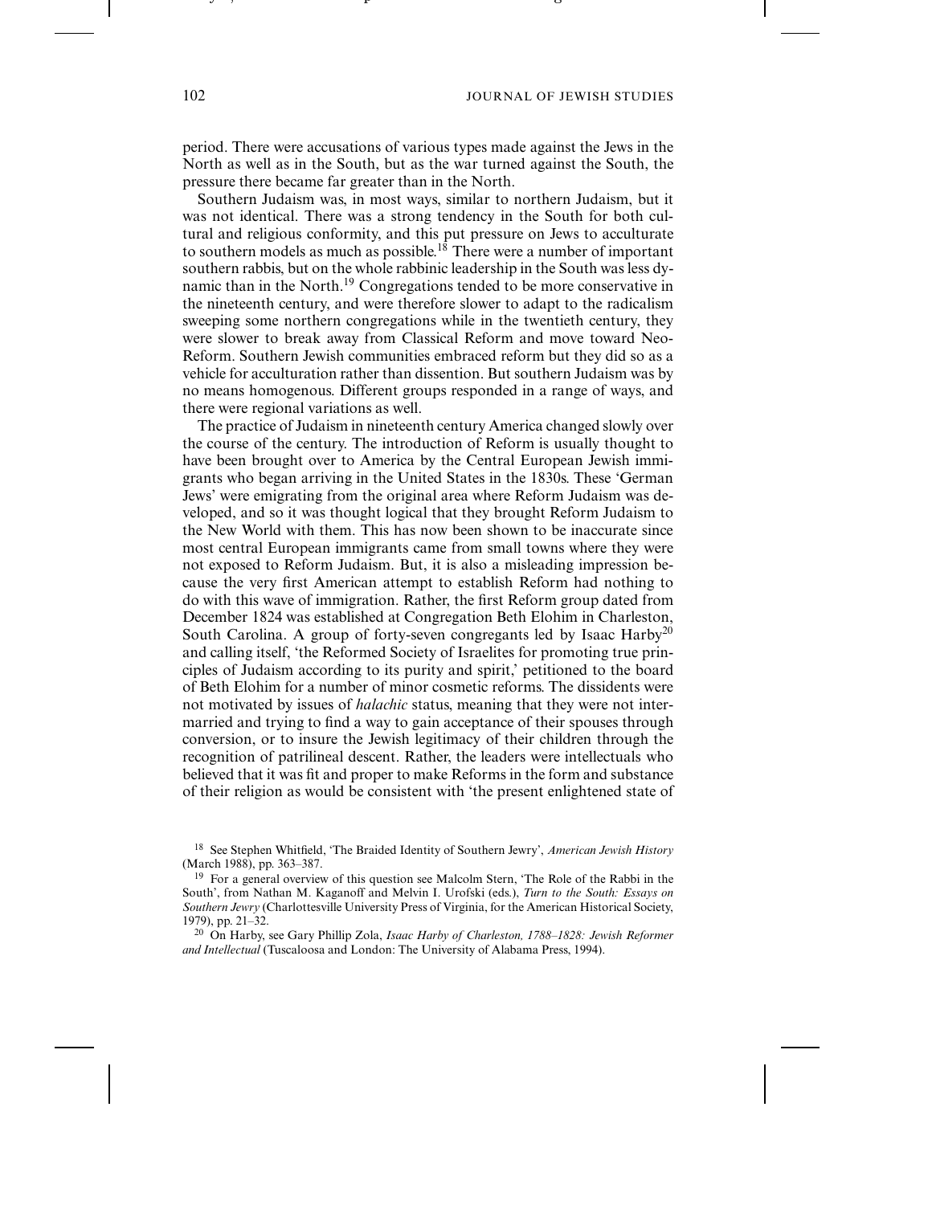period. There were accusations of various types made against the Jews in the North as well as in the South, but as the war turned against the South, the pressure there became far greater than in the North.

Southern Judaism was, in most ways, similar to northern Judaism, but it was not identical. There was a strong tendency in the South for both cultural and religious conformity, and this put pressure on Jews to acculturate to southern models as much as possible.[18] There were a number of important southern rabbis, but on the whole rabbinic leadership in the South was less dynamic than in the North.[19] Congregations tended to be more conservative in the nineteenth century, and were therefore slower to adapt to the radicalism sweeping some northern congregations while in the twentieth century, they were slower to break away from Classical Reform and move toward Neo-Reform. Southern Jewish communities embraced reform but they did so as a vehicle for acculturation rather than dissention. But southern Judaism was by no means homogenous. Different groups responded in a range of ways, and there were regional variations as well.

The practice of Judaism in nineteenth century America changed slowly over the course of the century. The introduction of Reform is usually thought to have been brought over to America by the Central European Jewish immigrants who began arriving in the United States in the 1830s. These 'German Jews' were emigrating from the original area where Reform Judaism was developed, and so it was thought logical that they brought Reform Judaism to the New World with them. This has now been shown to be inaccurate since most central European immigrants came from small towns where they were not exposed to Reform Judaism. But, it is also a misleading impression because the very first American attempt to establish Reform had nothing to do with this wave of immigration. Rather, the first Reform group dated from December 1824 was established at Congregation Beth Elohim in Charleston, South Carolina. A group of forty-seven congregants led by Isaac Harby[20] and calling itself, 'the Reformed Society of Israelites for promoting true principles of Judaism according to its purity and spirit,' petitioned to the board of Beth Elohim for a number of minor cosmetic reforms. The dissidents were not motivated by issues of *halachic* status, meaning that they were not intermarried and trying to find a way to gain acceptance of their spouses through conversion, or to insure the Jewish legitimacy of their children through the recognition of patrilineal descent. Rather, the leaders were intellectuals who believed that it was fit and proper to make Reforms in the form and substance of their religion as would be consistent with 'the present enlightened state of

[18] See Stephen Whitfield, 'The Braided Identity of Southern Jewry', *American Jewish History* (March 1988), pp. 363–387.

[19] For a general overview of this question see Malcolm Stern, 'The Role of the Rabbi in the South', from Nathan M. Kaganoff and Melvin I. Urofski (eds.), *Turn to the South: Essays on Southern Jewry* (Charlottesville University Press of Virginia, for the American Historical Society, 1979), pp. 21–32.

[20] On Harby, see Gary Phillip Zola, *Isaac Harby of Charleston, 1788–1828: Jewish Reformer and Intellectual* (Tuscaloosa and London: The University of Alabama Press, 1994).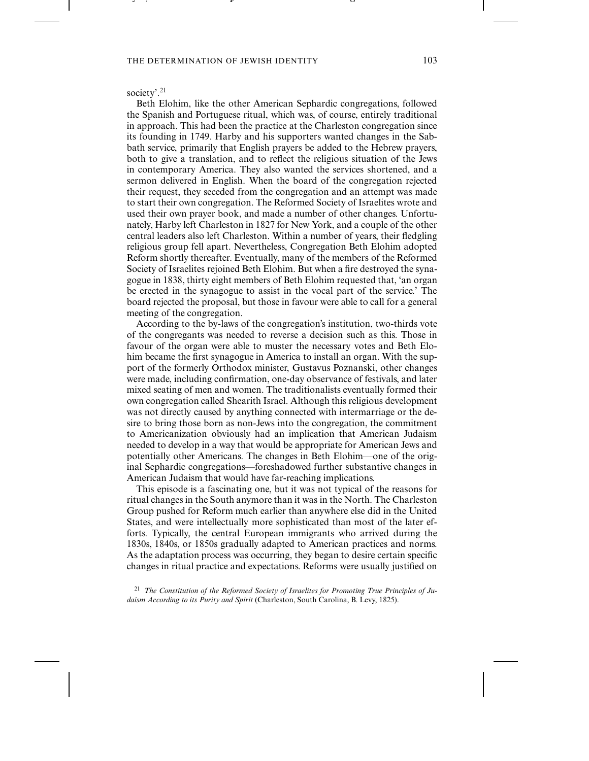society'.[21]

Beth Elohim, like the other American Sephardic congregations, followed the Spanish and Portuguese ritual, which was, of course, entirely traditional in approach. This had been the practice at the Charleston congregation since its founding in 1749. Harby and his supporters wanted changes in the Sabbath service, primarily that English prayers be added to the Hebrew prayers, both to give a translation, and to reflect the religious situation of the Jews in contemporary America. They also wanted the services shortened, and a sermon delivered in English. When the board of the congregation rejected their request, they seceded from the congregation and an attempt was made to start their own congregation. The Reformed Society of Israelites wrote and used their own prayer book, and made a number of other changes. Unfortunately, Harby left Charleston in 1827 for New York, and a couple of the other central leaders also left Charleston. Within a number of years, their fledgling religious group fell apart. Nevertheless, Congregation Beth Elohim adopted Reform shortly thereafter. Eventually, many of the members of the Reformed Society of Israelites rejoined Beth Elohim. But when a fire destroyed the synagogue in 1838, thirty eight members of Beth Elohim requested that, 'an organ be erected in the synagogue to assist in the vocal part of the service.' The board rejected the proposal, but those in favour were able to call for a general meeting of the congregation.

According to the by-laws of the congregation's institution, two-thirds vote of the congregants was needed to reverse a decision such as this. Those in favour of the organ were able to muster the necessary votes and Beth Elohim became the first synagogue in America to install an organ. With the support of the formerly Orthodox minister, Gustavus Poznanski, other changes were made, including confirmation, one-day observance of festivals, and later mixed seating of men and women. The traditionalists eventually formed their own congregation called Shearith Israel. Although this religious development was not directly caused by anything connected with intermarriage or the desire to bring those born as non-Jews into the congregation, the commitment to Americanization obviously had an implication that American Judaism needed to develop in a way that would be appropriate for American Jews and potentially other Americans. The changes in Beth Elohim—one of the original Sephardic congregations—foreshadowed further substantive changes in American Judaism that would have far-reaching implications.

This episode is a fascinating one, but it was not typical of the reasons for ritual changes in the South anymore than it was in the North. The Charleston Group pushed for Reform much earlier than anywhere else did in the United States, and were intellectually more sophisticated than most of the later efforts. Typically, the central European immigrants who arrived during the 1830s, 1840s, or 1850s gradually adapted to American practices and norms. As the adaptation process was occurring, they began to desire certain specific changes in ritual practice and expectations. Reforms were usually justified on

[21] *The Constitution of the Reformed Society of Israelites for Promoting True Principles of Judaism According to its Purity and Spirit* (Charleston, South Carolina, B. Levy, 1825).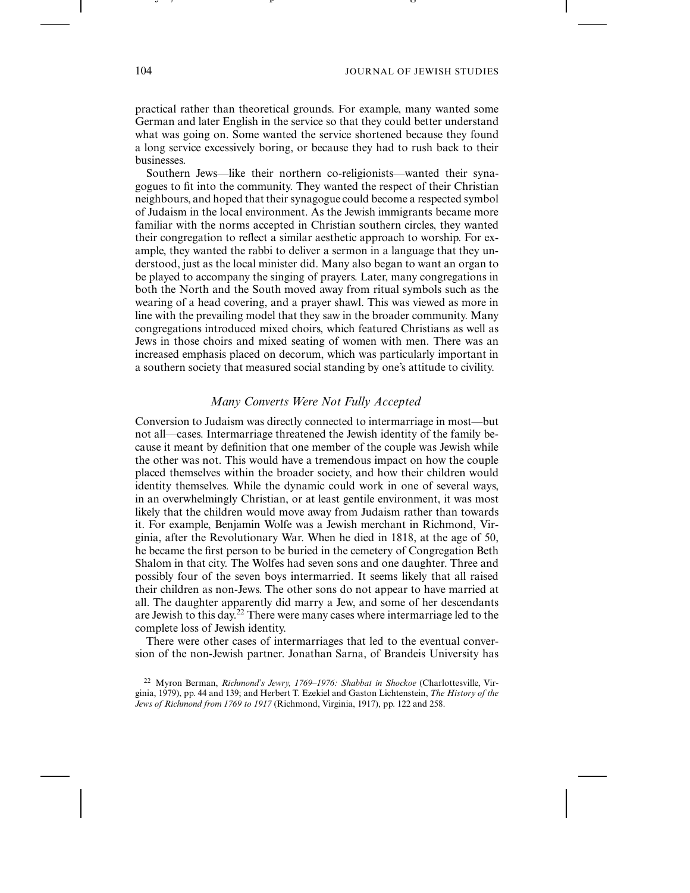practical rather than theoretical grounds. For example, many wanted some German and later English in the service so that they could better understand what was going on. Some wanted the service shortened because they found a long service excessively boring, or because they had to rush back to their businesses.

Southern Jews—like their northern co-religionists—wanted their synagogues to fit into the community. They wanted the respect of their Christian neighbours, and hoped that their synagogue could become a respected symbol of Judaism in the local environment. As the Jewish immigrants became more familiar with the norms accepted in Christian southern circles, they wanted their congregation to reflect a similar aesthetic approach to worship. For example, they wanted the rabbi to deliver a sermon in a language that they understood, just as the local minister did. Many also began to want an organ to be played to accompany the singing of prayers. Later, many congregations in both the North and the South moved away from ritual symbols such as the wearing of a head covering, and a prayer shawl. This was viewed as more in line with the prevailing model that they saw in the broader community. Many congregations introduced mixed choirs, which featured Christians as well as Jews in those choirs and mixed seating of women with men. There was an increased emphasis placed on decorum, which was particularly important in a southern society that measured social standing by one's attitude to civility.

### *Many Converts Were Not Fully Accepted*

Conversion to Judaism was directly connected to intermarriage in most—but not all—cases. Intermarriage threatened the Jewish identity of the family because it meant by definition that one member of the couple was Jewish while the other was not. This would have a tremendous impact on how the couple placed themselves within the broader society, and how their children would identity themselves. While the dynamic could work in one of several ways, in an overwhelmingly Christian, or at least gentile environment, it was most likely that the children would move away from Judaism rather than towards it. For example, Benjamin Wolfe was a Jewish merchant in Richmond, Virginia, after the Revolutionary War. When he died in 1818, at the age of 50, he became the first person to be buried in the cemetery of Congregation Beth Shalom in that city. The Wolfes had seven sons and one daughter. Three and possibly four of the seven boys intermarried. It seems likely that all raised their children as non-Jews. The other sons do not appear to have married at all. The daughter apparently did marry a Jew, and some of her descendants are Jewish to this day.[22] There were many cases where intermarriage led to the complete loss of Jewish identity.

There were other cases of intermarriages that led to the eventual conversion of the non-Jewish partner. Jonathan Sarna, of Brandeis University has

[22] Myron Berman, *Richmond's Jewry, 1769–1976: Shabbat in Shockoe* (Charlottesville, Virginia, 1979), pp. 44 and 139; and Herbert T. Ezekiel and Gaston Lichtenstein, *The History of the Jews of Richmond from 1769 to 1917* (Richmond, Virginia, 1917), pp. 122 and 258.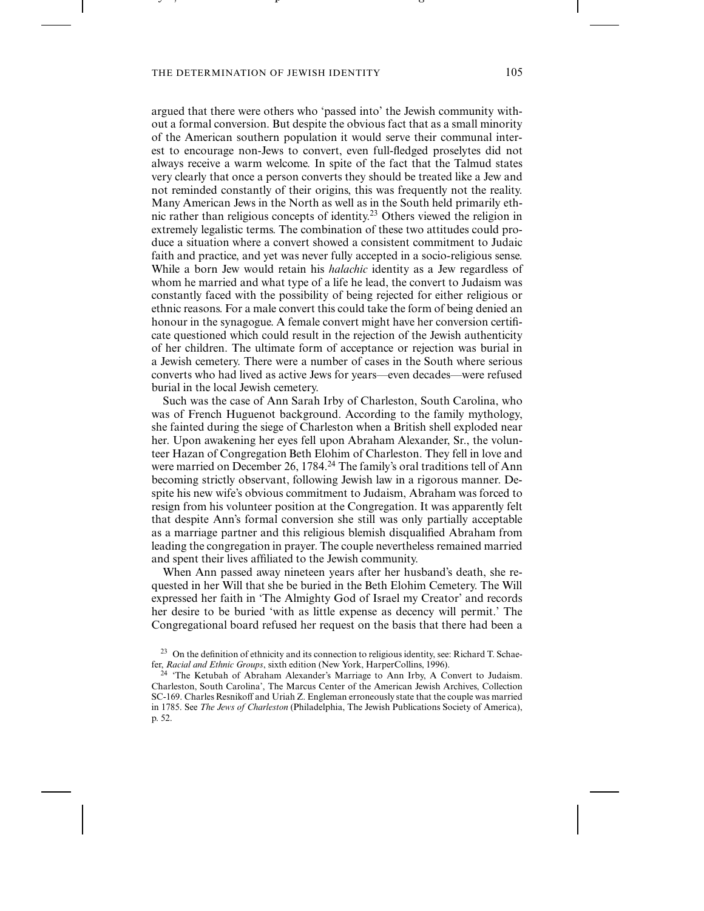argued that there were others who 'passed into' the Jewish community without a formal conversion. But despite the obvious fact that as a small minority of the American southern population it would serve their communal interest to encourage non-Jews to convert, even full-fledged proselytes did not always receive a warm welcome. In spite of the fact that the Talmud states very clearly that once a person converts they should be treated like a Jew and not reminded constantly of their origins, this was frequently not the reality. Many American Jews in the North as well as in the South held primarily ethnic rather than religious concepts of identity.[23] Others viewed the religion in extremely legalistic terms. The combination of these two attitudes could produce a situation where a convert showed a consistent commitment to Judaic faith and practice, and yet was never fully accepted in a socio-religious sense. While a born Jew would retain his *halachic* identity as a Jew regardless of whom he married and what type of a life he lead, the convert to Judaism was constantly faced with the possibility of being rejected for either religious or ethnic reasons. For a male convert this could take the form of being denied an honour in the synagogue. A female convert might have her conversion certificate questioned which could result in the rejection of the Jewish authenticity of her children. The ultimate form of acceptance or rejection was burial in a Jewish cemetery. There were a number of cases in the South where serious converts who had lived as active Jews for years—even decades—were refused burial in the local Jewish cemetery.

Such was the case of Ann Sarah Irby of Charleston, South Carolina, who was of French Huguenot background. According to the family mythology, she fainted during the siege of Charleston when a British shell exploded near her. Upon awakening her eyes fell upon Abraham Alexander, Sr., the volunteer Hazan of Congregation Beth Elohim of Charleston. They fell in love and were married on December 26, 1784.[24] The family's oral traditions tell of Ann becoming strictly observant, following Jewish law in a rigorous manner. Despite his new wife's obvious commitment to Judaism, Abraham was forced to resign from his volunteer position at the Congregation. It was apparently felt that despite Ann's formal conversion she still was only partially acceptable as a marriage partner and this religious blemish disqualified Abraham from leading the congregation in prayer. The couple nevertheless remained married and spent their lives affiliated to the Jewish community.

When Ann passed away nineteen years after her husband's death, she requested in her Will that she be buried in the Beth Elohim Cemetery. The Will expressed her faith in 'The Almighty God of Israel my Creator' and records her desire to be buried 'with as little expense as decency will permit.' The Congregational board refused her request on the basis that there had been a

---

[23] On the definition of ethnicity and its connection to religious identity, see: Richard T. Schaefer, *Racial and Ethnic Groups*, sixth edition (New York, HarperCollins, 1996).

[24] 'The Ketubah of Abraham Alexander's Marriage to Ann Irby, A Convert to Judaism. Charleston, South Carolina', The Marcus Center of the American Jewish Archives, Collection SC-169. Charles Resnikoff and Uriah Z. Engleman erroneously state that the couple was married in 1785. See *The Jews of Charleston* (Philadelphia, The Jewish Publications Society of America), p. 52.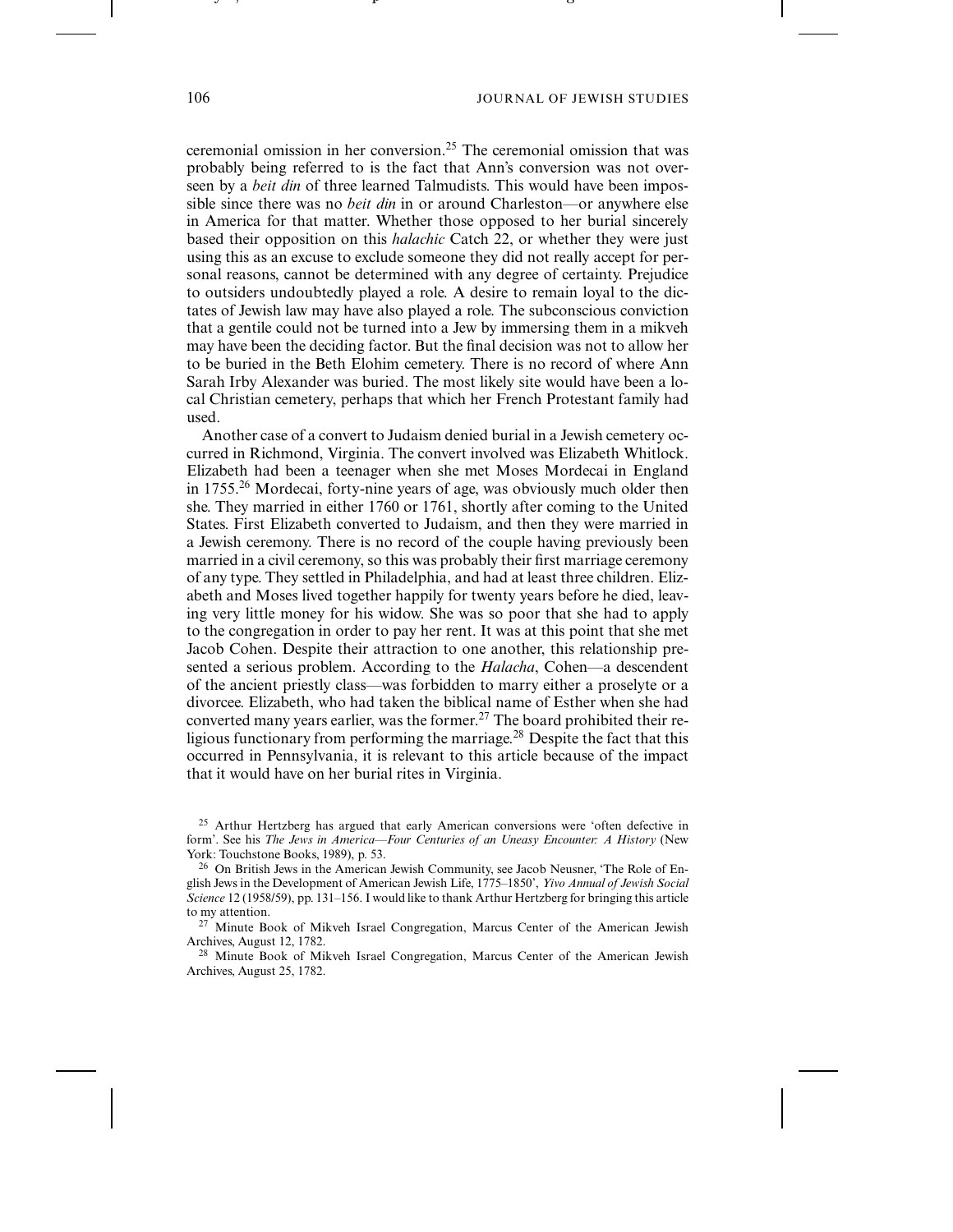ceremonial omission in her conversion.[25] The ceremonial omission that was probably being referred to is the fact that Ann's conversion was not overseen by a *beit din* of three learned Talmudists. This would have been impossible since there was no *beit din* in or around Charleston—or anywhere else in America for that matter. Whether those opposed to her burial sincerely based their opposition on this *halachic* Catch 22, or whether they were just using this as an excuse to exclude someone they did not really accept for personal reasons, cannot be determined with any degree of certainty. Prejudice to outsiders undoubtedly played a role. A desire to remain loyal to the dictates of Jewish law may have also played a role. The subconscious conviction that a gentile could not be turned into a Jew by immersing them in a mikveh may have been the deciding factor. But the final decision was not to allow her to be buried in the Beth Elohim cemetery. There is no record of where Ann Sarah Irby Alexander was buried. The most likely site would have been a local Christian cemetery, perhaps that which her French Protestant family had used.

Another case of a convert to Judaism denied burial in a Jewish cemetery occurred in Richmond, Virginia. The convert involved was Elizabeth Whitlock. Elizabeth had been a teenager when she met Moses Mordecai in England in 1755.[26] Mordecai, forty-nine years of age, was obviously much older then she. They married in either 1760 or 1761, shortly after coming to the United States. First Elizabeth converted to Judaism, and then they were married in a Jewish ceremony. There is no record of the couple having previously been married in a civil ceremony, so this was probably their first marriage ceremony of any type. They settled in Philadelphia, and had at least three children. Elizabeth and Moses lived together happily for twenty years before he died, leaving very little money for his widow. She was so poor that she had to apply to the congregation in order to pay her rent. It was at this point that she met Jacob Cohen. Despite their attraction to one another, this relationship presented a serious problem. According to the *Halacha*, Cohen—a descendent of the ancient priestly class—was forbidden to marry either a proselyte or a divorcee. Elizabeth, who had taken the biblical name of Esther when she had converted many years earlier, was the former.[27] The board prohibited their religious functionary from performing the marriage.[28] Despite the fact that this occurred in Pennsylvania, it is relevant to this article because of the impact that it would have on her burial rites in Virginia.

[25] Arthur Hertzberg has argued that early American conversions were 'often defective in form'. See his *The Jews in America—Four Centuries of an Uneasy Encounter: A History* (New York: Touchstone Books, 1989), p. 53.

[26] On British Jews in the American Jewish Community, see Jacob Neusner, 'The Role of English Jews in the Development of American Jewish Life, 1775–1850', *Yivo Annual of Jewish Social Science* 12 (1958/59), pp. 131–156. I would like to thank Arthur Hertzberg for bringing this article to my attention.

[27] Minute Book of Mikveh Israel Congregation, Marcus Center of the American Jewish Archives, August 12, 1782.

[28] Minute Book of Mikveh Israel Congregation, Marcus Center of the American Jewish Archives, August 25, 1782.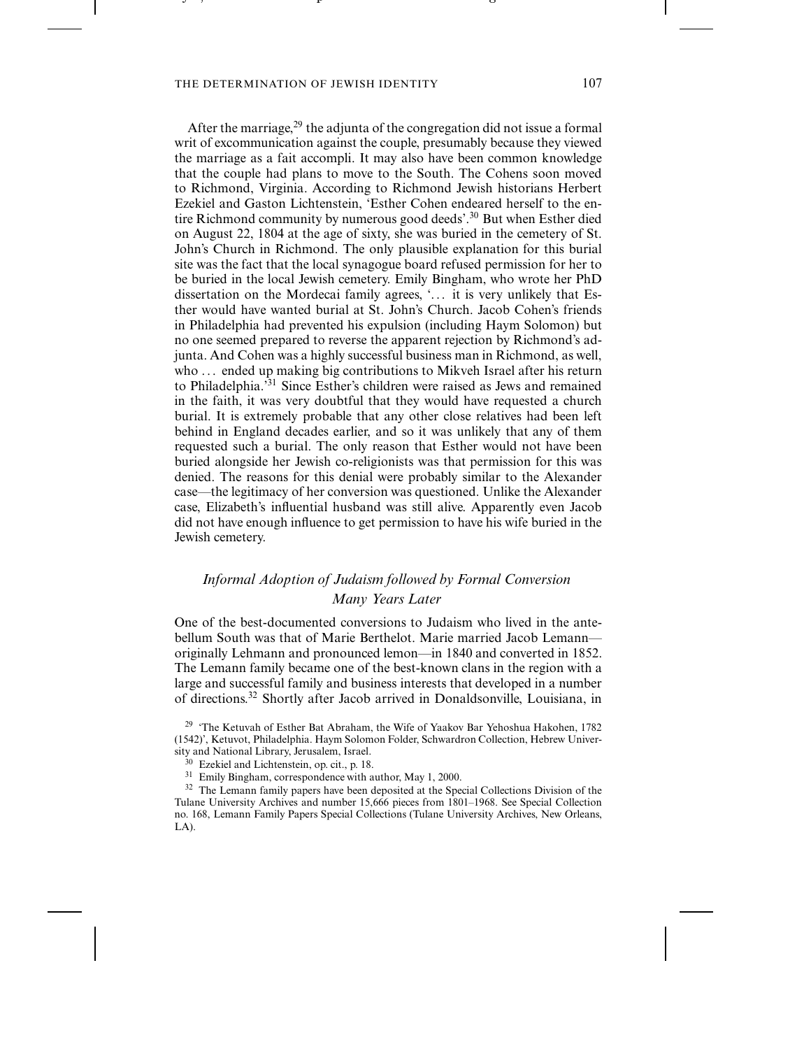After the marriage,[29] the adjunta of the congregation did not issue a formal writ of excommunication against the couple, presumably because they viewed the marriage as a fait accompli. It may also have been common knowledge that the couple had plans to move to the South. The Cohens soon moved to Richmond, Virginia. According to Richmond Jewish historians Herbert Ezekiel and Gaston Lichtenstein, 'Esther Cohen endeared herself to the entire Richmond community by numerous good deeds'.[30] But when Esther died on August 22, 1804 at the age of sixty, she was buried in the cemetery of St. John's Church in Richmond. The only plausible explanation for this burial site was the fact that the local synagogue board refused permission for her to be buried in the local Jewish cemetery. Emily Bingham, who wrote her PhD dissertation on the Mordecai family agrees, '... it is very unlikely that Esther would have wanted burial at St. John's Church. Jacob Cohen's friends in Philadelphia had prevented his expulsion (including Haym Solomon) but no one seemed prepared to reverse the apparent rejection by Richmond's adjunta. And Cohen was a highly successful business man in Richmond, as well, who ... ended up making big contributions to Mikveh Israel after his return to Philadelphia.'[31] Since Esther's children were raised as Jews and remained in the faith, it was very doubtful that they would have requested a church burial. It is extremely probable that any other close relatives had been left behind in England decades earlier, and so it was unlikely that any of them requested such a burial. The only reason that Esther would not have been buried alongside her Jewish co-religionists was that permission for this was denied. The reasons for this denial were probably similar to the Alexander case—the legitimacy of her conversion was questioned. Unlike the Alexander case, Elizabeth's influential husband was still alive. Apparently even Jacob did not have enough influence to get permission to have his wife buried in the Jewish cemetery.

### *Informal Adoption of Judaism followed by Formal Conversion Many Years Later*

One of the best-documented conversions to Judaism who lived in the antebellum South was that of Marie Berthelot. Marie married Jacob Lemann—originally Lehmann and pronounced lemon—in 1840 and converted in 1852. The Lemann family became one of the best-known clans in the region with a large and successful family and business interests that developed in a number of directions.[32] Shortly after Jacob arrived in Donaldsonville, Louisiana, in

[29] 'The Ketuvah of Esther Bat Abraham, the Wife of Yaakov Bar Yehoshua Hakohen, 1782 (1542)', Ketuvot, Philadelphia. Haym Solomon Folder, Schwardron Collection, Hebrew University and National Library, Jerusalem, Israel.

[30] Ezekiel and Lichtenstein, op. cit., p. 18.

[31] Emily Bingham, correspondence with author, May 1, 2000.

[32] The Lemann family papers have been deposited at the Special Collections Division of the Tulane University Archives and number 15,666 pieces from 1801–1968. See Special Collection no. 168, Lemann Family Papers Special Collections (Tulane University Archives, New Orleans, LA).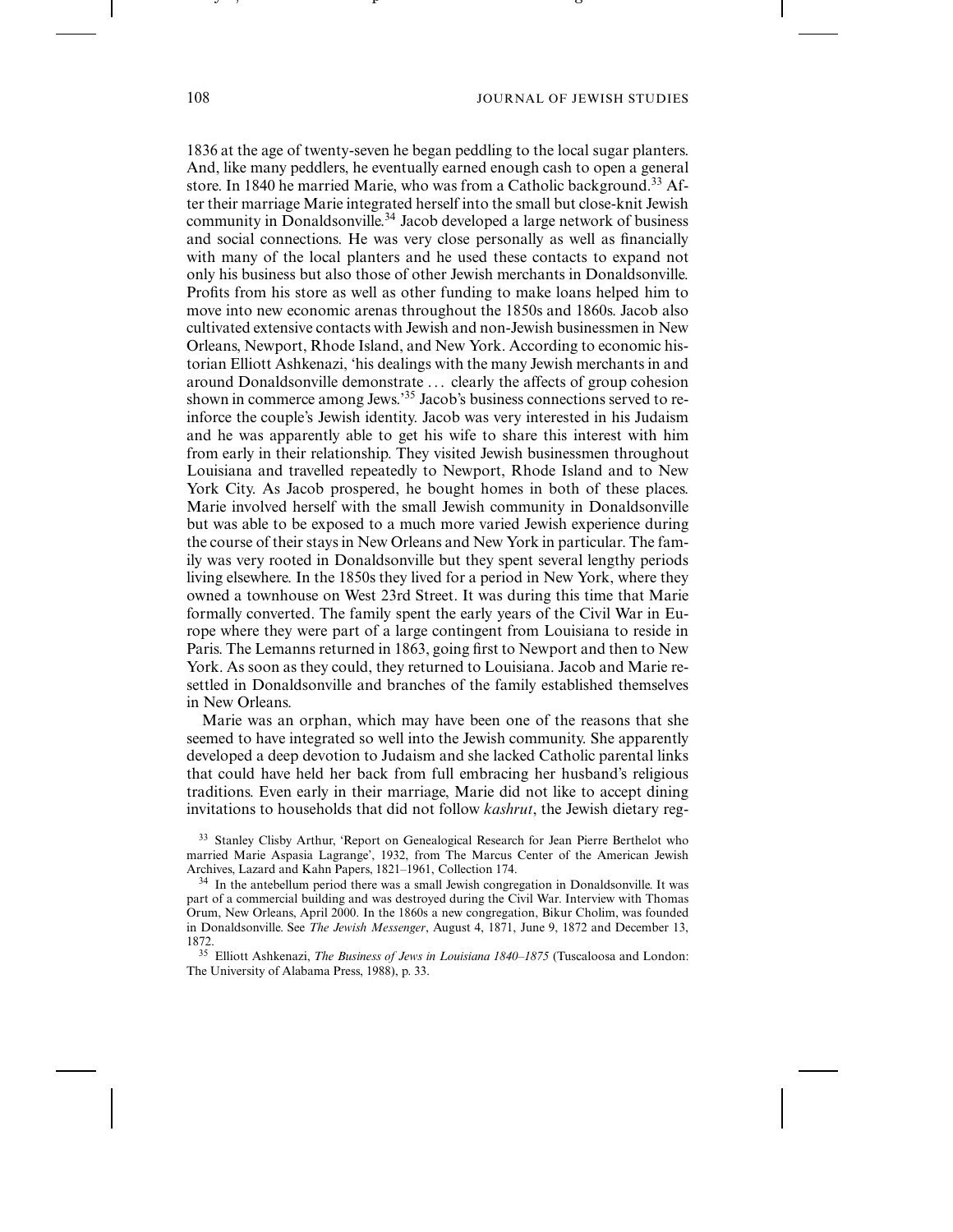1836 at the age of twenty-seven he began peddling to the local sugar planters. And, like many peddlers, he eventually earned enough cash to open a general store. In 1840 he married Marie, who was from a Catholic background.[33] After their marriage Marie integrated herself into the small but close-knit Jewish community in Donaldsonville.[34] Jacob developed a large network of business and social connections. He was very close personally as well as financially with many of the local planters and he used these contacts to expand not only his business but also those of other Jewish merchants in Donaldsonville. Profits from his store as well as other funding to make loans helped him to move into new economic arenas throughout the 1850s and 1860s. Jacob also cultivated extensive contacts with Jewish and non-Jewish businessmen in New Orleans, Newport, Rhode Island, and New York. According to economic historian Elliott Ashkenazi, 'his dealings with the many Jewish merchants in and around Donaldsonville demonstrate ... clearly the affects of group cohesion shown in commerce among Jews.'[35] Jacob's business connections served to reinforce the couple's Jewish identity. Jacob was very interested in his Judaism and he was apparently able to get his wife to share this interest with him from early in their relationship. They visited Jewish businessmen throughout Louisiana and travelled repeatedly to Newport, Rhode Island and to New York City. As Jacob prospered, he bought homes in both of these places. Marie involved herself with the small Jewish community in Donaldsonville but was able to be exposed to a much more varied Jewish experience during the course of their stays in New Orleans and New York in particular. The family was very rooted in Donaldsonville but they spent several lengthy periods living elsewhere. In the 1850s they lived for a period in New York, where they owned a townhouse on West 23rd Street. It was during this time that Marie formally converted. The family spent the early years of the Civil War in Europe where they were part of a large contingent from Louisiana to reside in Paris. The Lemanns returned in 1863, going first to Newport and then to New York. As soon as they could, they returned to Louisiana. Jacob and Marie resettled in Donaldsonville and branches of the family established themselves in New Orleans.

Marie was an orphan, which may have been one of the reasons that she seemed to have integrated so well into the Jewish community. She apparently developed a deep devotion to Judaism and she lacked Catholic parental links that could have held her back from full embracing her husband's religious traditions. Even early in their marriage, Marie did not like to accept dining invitations to households that did not follow *kashrut*, the Jewish dietary reg-

[33] Stanley Clisby Arthur, 'Report on Genealogical Research for Jean Pierre Berthelot who married Marie Aspasia Lagrange', 1932, from The Marcus Center of the American Jewish Archives, Lazard and Kahn Papers, 1821–1961, Collection 174.

[34] In the antebellum period there was a small Jewish congregation in Donaldsonville. It was part of a commercial building and was destroyed during the Civil War. Interview with Thomas Orum, New Orleans, April 2000. In the 1860s a new congregation, Bikur Cholim, was founded in Donaldsonville. See *The Jewish Messenger*, August 4, 1871, June 9, 1872 and December 13, 1872.

[35] Elliott Ashkenazi, *The Business of Jews in Louisiana 1840–1875* (Tuscaloosa and London: The University of Alabama Press, 1988), p. 33.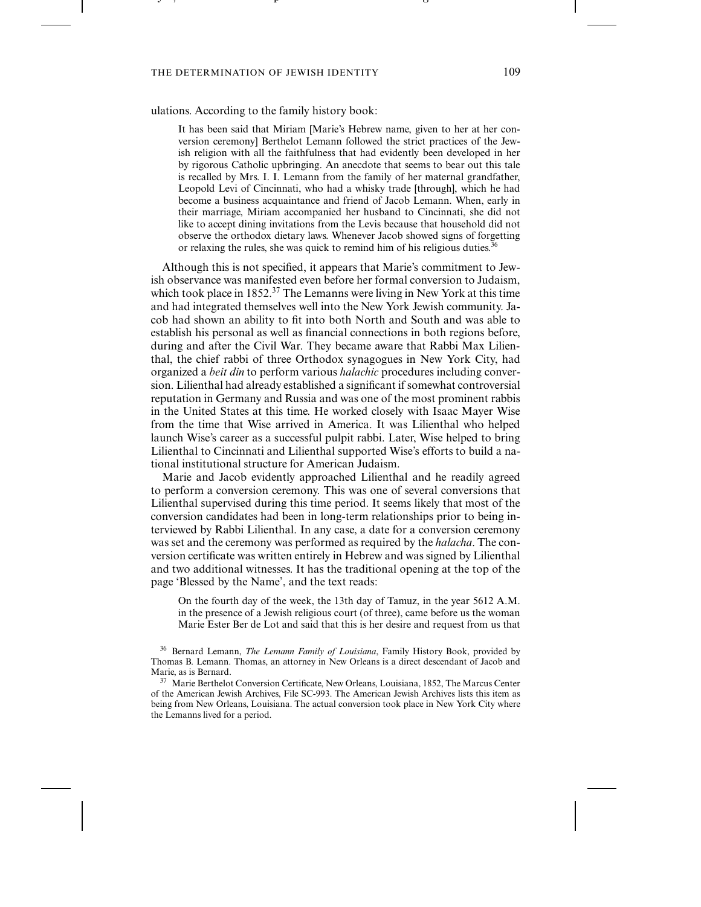ulations. According to the family history book:

> It has been said that Miriam [Marie's Hebrew name, given to her at her conversion ceremony] Berthelot Lemann followed the strict practices of the Jewish religion with all the faithfulness that had evidently been developed in her by rigorous Catholic upbringing. An anecdote that seems to bear out this tale is recalled by Mrs. I. I. Lemann from the family of her maternal grandfather, Leopold Levi of Cincinnati, who had a whisky trade [through], which he had become a business acquaintance and friend of Jacob Lemann. When, early in their marriage, Miriam accompanied her husband to Cincinnati, she did not like to accept dining invitations from the Levis because that household did not observe the orthodox dietary laws. Whenever Jacob showed signs of forgetting or relaxing the rules, she was quick to remind him of his religious duties.[36]

Although this is not specified, it appears that Marie's commitment to Jewish observance was manifested even before her formal conversion to Judaism, which took place in 1852.[37] The Lemanns were living in New York at this time and had integrated themselves well into the New York Jewish community. Jacob had shown an ability to fit into both North and South and was able to establish his personal as well as financial connections in both regions before, during and after the Civil War. They became aware that Rabbi Max Lilienthal, the chief rabbi of three Orthodox synagogues in New York City, had organized a *beit din* to perform various *halachic* procedures including conversion. Lilienthal had already established a significant if somewhat controversial reputation in Germany and Russia and was one of the most prominent rabbis in the United States at this time. He worked closely with Isaac Mayer Wise from the time that Wise arrived in America. It was Lilienthal who helped launch Wise's career as a successful pulpit rabbi. Later, Wise helped to bring Lilienthal to Cincinnati and Lilienthal supported Wise's efforts to build a national institutional structure for American Judaism.

Marie and Jacob evidently approached Lilienthal and he readily agreed to perform a conversion ceremony. This was one of several conversions that Lilienthal supervised during this time period. It seems likely that most of the conversion candidates had been in long-term relationships prior to being interviewed by Rabbi Lilienthal. In any case, a date for a conversion ceremony was set and the ceremony was performed as required by the *halacha*. The conversion certificate was written entirely in Hebrew and was signed by Lilienthal and two additional witnesses. It has the traditional opening at the top of the page 'Blessed by the Name', and the text reads:

> On the fourth day of the week, the 13th day of Tamuz, in the year 5612 A.M. in the presence of a Jewish religious court (of three), came before us the woman Marie Ester Ber de Lot and said that this is her desire and request from us that

[36] Bernard Lemann, *The Lemann Family of Louisiana*, Family History Book, provided by Thomas B. Lemann. Thomas, an attorney in New Orleans is a direct descendant of Jacob and Marie, as is Bernard.

[37] Marie Berthelot Conversion Certificate, New Orleans, Louisiana, 1852, The Marcus Center of the American Jewish Archives, File SC-993. The American Jewish Archives lists this item as being from New Orleans, Louisiana. The actual conversion took place in New York City where the Lemanns lived for a period.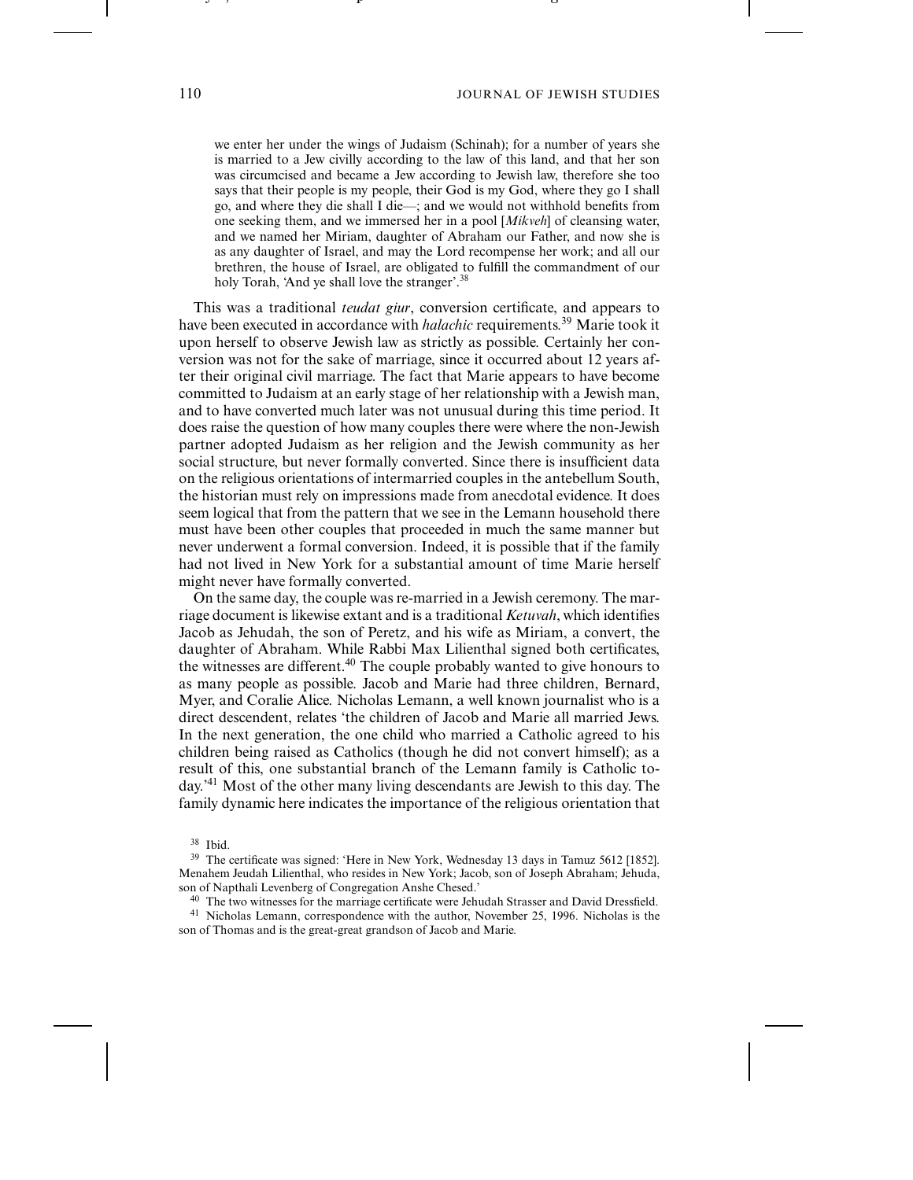> we enter her under the wings of Judaism (Schinah); for a number of years she is married to a Jew civilly according to the law of this land, and that her son was circumcised and became a Jew according to Jewish law, therefore she too says that their people is my people, their God is my God, where they go I shall go, and where they die shall I die—; and we would not withhold benefits from one seeking them, and we immersed her in a pool [*Mikveh*] of cleansing water, and we named her Miriam, daughter of Abraham our Father, and now she is as any daughter of Israel, and may the Lord recompense her work; and all our brethren, the house of Israel, are obligated to fulfill the commandment of our holy Torah, 'And ye shall love the stranger'.[38]

This was a traditional *teudat giur*, conversion certificate, and appears to have been executed in accordance with *halachic* requirements.[39] Marie took it upon herself to observe Jewish law as strictly as possible. Certainly her conversion was not for the sake of marriage, since it occurred about 12 years after their original civil marriage. The fact that Marie appears to have become committed to Judaism at an early stage of her relationship with a Jewish man, and to have converted much later was not unusual during this time period. It does raise the question of how many couples there were where the non-Jewish partner adopted Judaism as her religion and the Jewish community as her social structure, but never formally converted. Since there is insufficient data on the religious orientations of intermarried couples in the antebellum South, the historian must rely on impressions made from anecdotal evidence. It does seem logical that from the pattern that we see in the Lemann household there must have been other couples that proceeded in much the same manner but never underwent a formal conversion. Indeed, it is possible that if the family had not lived in New York for a substantial amount of time Marie herself might never have formally converted.

On the same day, the couple was re-married in a Jewish ceremony. The marriage document is likewise extant and is a traditional *Ketuvah*, which identifies Jacob as Jehudah, the son of Peretz, and his wife as Miriam, a convert, the daughter of Abraham. While Rabbi Max Lilienthal signed both certificates, the witnesses are different.[40] The couple probably wanted to give honours to as many people as possible. Jacob and Marie had three children, Bernard, Myer, and Coralie Alice. Nicholas Lemann, a well known journalist who is a direct descendent, relates 'the children of Jacob and Marie all married Jews. In the next generation, the one child who married a Catholic agreed to his children being raised as Catholics (though he did not convert himself); as a result of this, one substantial branch of the Lemann family is Catholic today.'[41] Most of the other many living descendants are Jewish to this day. The family dynamic here indicates the importance of the religious orientation that

---

[38] Ibid.

[39] The certificate was signed: 'Here in New York, Wednesday 13 days in Tamuz 5612 [1852]. Menahem Jeudah Lilienthal, who resides in New York; Jacob, son of Joseph Abraham; Jehuda, son of Napthali Levenberg of Congregation Anshe Chesed.'

[40] The two witnesses for the marriage certificate were Jehudah Strasser and David Dressfield.

[41] Nicholas Lemann, correspondence with the author, November 25, 1996. Nicholas is the son of Thomas and is the great-great grandson of Jacob and Marie.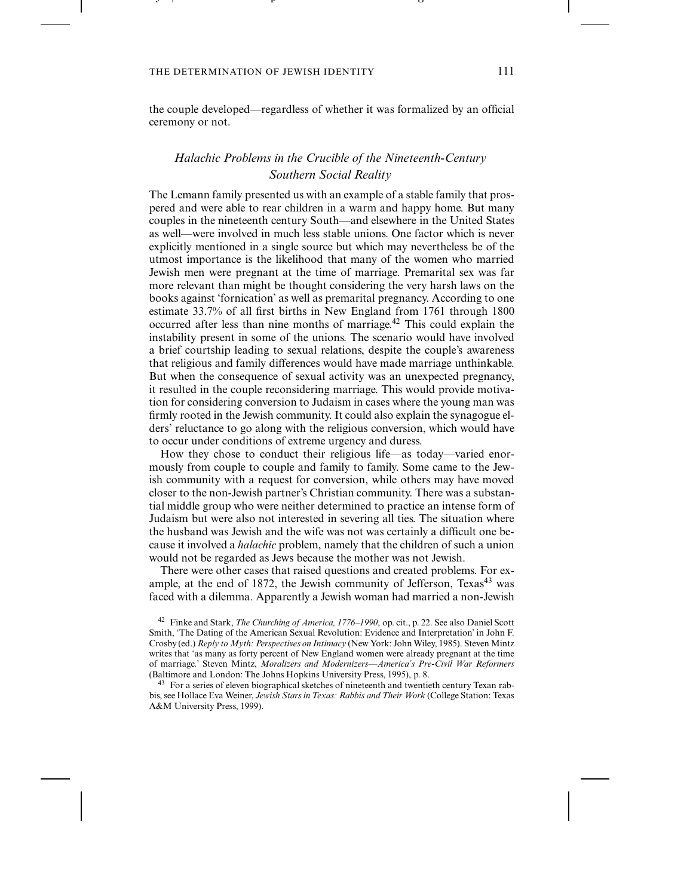the couple developed—regardless of whether it was formalized by an official ceremony or not.

## *Halachic Problems in the Crucible of the Nineteenth-Century Southern Social Reality*

The Lemann family presented us with an example of a stable family that prospered and were able to rear children in a warm and happy home. But many couples in the nineteenth century South—and elsewhere in the United States as well—were involved in much less stable unions. One factor which is never explicitly mentioned in a single source but which may nevertheless be of the utmost importance is the likelihood that many of the women who married Jewish men were pregnant at the time of marriage. Premarital sex was far more relevant than might be thought considering the very harsh laws on the books against 'fornication' as well as premarital pregnancy. According to one estimate 33.7% of all first births in New England from 1761 through 1800 occurred after less than nine months of marriage.[42] This could explain the instability present in some of the unions. The scenario would have involved a brief courtship leading to sexual relations, despite the couple's awareness that religious and family differences would have made marriage unthinkable. But when the consequence of sexual activity was an unexpected pregnancy, it resulted in the couple reconsidering marriage. This would provide motivation for considering conversion to Judaism in cases where the young man was firmly rooted in the Jewish community. It could also explain the synagogue elders' reluctance to go along with the religious conversion, which would have to occur under conditions of extreme urgency and duress.

How they chose to conduct their religious life—as today—varied enormously from couple to couple and family to family. Some came to the Jewish community with a request for conversion, while others may have moved closer to the non-Jewish partner's Christian community. There was a substantial middle group who were neither determined to practice an intense form of Judaism but were also not interested in severing all ties. The situation where the husband was Jewish and the wife was not was certainly a difficult one because it involved a *halachic* problem, namely that the children of such a union would not be regarded as Jews because the mother was not Jewish.

There were other cases that raised questions and created problems. For example, at the end of 1872, the Jewish community of Jefferson, Texas[43] was faced with a dilemma. Apparently a Jewish woman had married a non-Jewish

[42] Finke and Stark, *The Churching of America, 1776–1990*, op. cit., p. 22. See also Daniel Scott Smith, 'The Dating of the American Sexual Revolution: Evidence and Interpretation' in John F. Crosby (ed.) *Reply to Myth: Perspectives on Intimacy* (New York: John Wiley, 1985). Steven Mintz writes that 'as many as forty percent of New England women were already pregnant at the time of marriage.' Steven Mintz, *Moralizers and Modernizers—America's Pre-Civil War Reformers* (Baltimore and London: The Johns Hopkins University Press, 1995), p. 8.

[43] For a series of eleven biographical sketches of nineteenth and twentieth century Texan rabbis, see Hollace Eva Weiner, *Jewish Stars in Texas: Rabbis and Their Work* (College Station: Texas A&M University Press, 1999).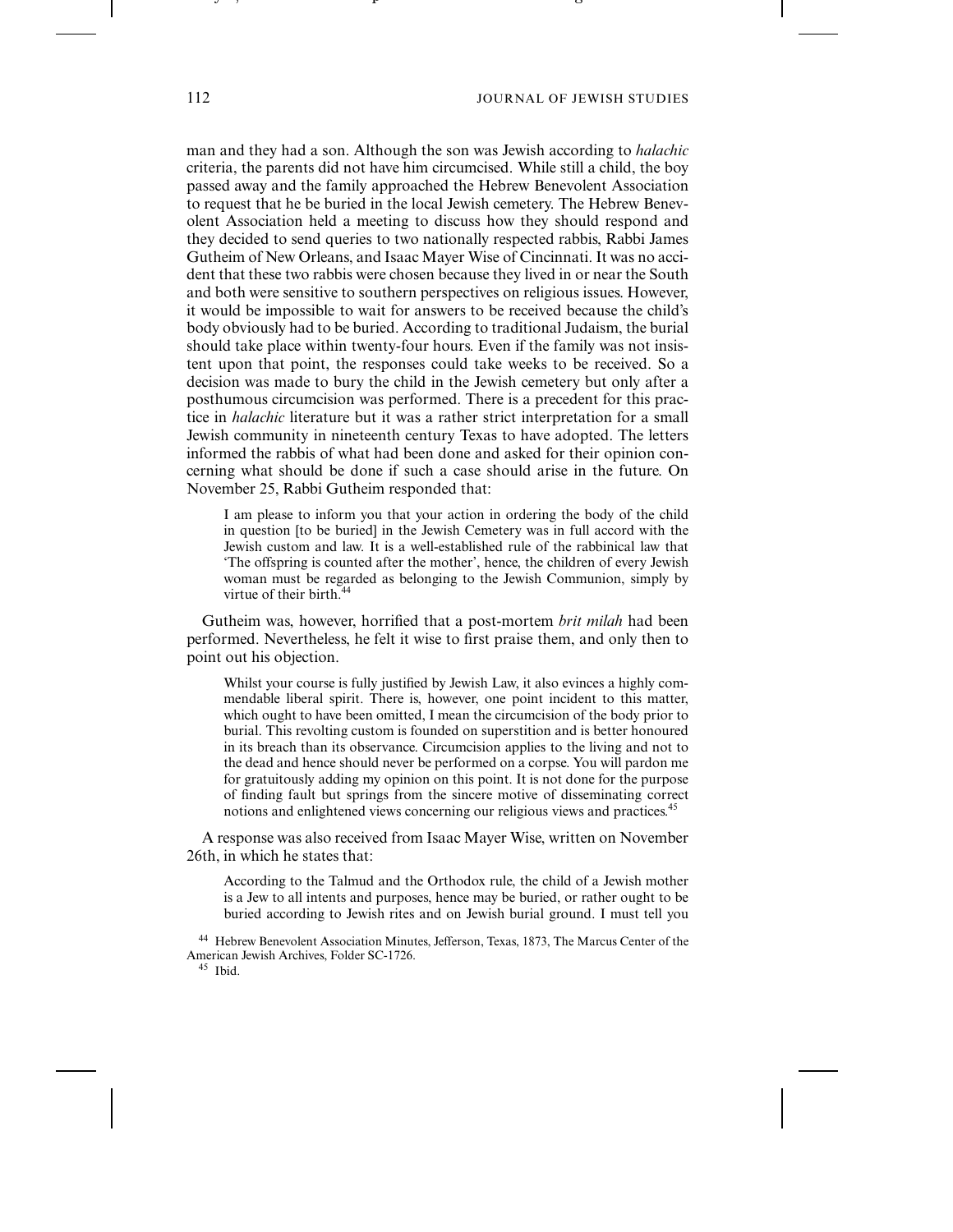man and they had a son. Although the son was Jewish according to *halachic* criteria, the parents did not have him circumcised. While still a child, the boy passed away and the family approached the Hebrew Benevolent Association to request that he be buried in the local Jewish cemetery. The Hebrew Benevolent Association held a meeting to discuss how they should respond and they decided to send queries to two nationally respected rabbis, Rabbi James Gutheim of New Orleans, and Isaac Mayer Wise of Cincinnati. It was no accident that these two rabbis were chosen because they lived in or near the South and both were sensitive to southern perspectives on religious issues. However, it would be impossible to wait for answers to be received because the child's body obviously had to be buried. According to traditional Judaism, the burial should take place within twenty-four hours. Even if the family was not insistent upon that point, the responses could take weeks to be received. So a decision was made to bury the child in the Jewish cemetery but only after a posthumous circumcision was performed. There is a precedent for this practice in *halachic* literature but it was a rather strict interpretation for a small Jewish community in nineteenth century Texas to have adopted. The letters informed the rabbis of what had been done and asked for their opinion concerning what should be done if such a case should arise in the future. On November 25, Rabbi Gutheim responded that:

> I am please to inform you that your action in ordering the body of the child in question [to be buried] in the Jewish Cemetery was in full accord with the Jewish custom and law. It is a well-established rule of the rabbinical law that 'The offspring is counted after the mother', hence, the children of every Jewish woman must be regarded as belonging to the Jewish Communion, simply by virtue of their birth.[44]

Gutheim was, however, horrified that a post-mortem *brit milah* had been performed. Nevertheless, he felt it wise to first praise them, and only then to point out his objection.

> Whilst your course is fully justified by Jewish Law, it also evinces a highly commendable liberal spirit. There is, however, one point incident to this matter, which ought to have been omitted, I mean the circumcision of the body prior to burial. This revolting custom is founded on superstition and is better honoured in its breach than its observance. Circumcision applies to the living and not to the dead and hence should never be performed on a corpse. You will pardon me for gratuitously adding my opinion on this point. It is not done for the purpose of finding fault but springs from the sincere motive of disseminating correct notions and enlightened views concerning our religious views and practices.[45]

A response was also received from Isaac Mayer Wise, written on November 26th, in which he states that:

> According to the Talmud and the Orthodox rule, the child of a Jewish mother is a Jew to all intents and purposes, hence may be buried, or rather ought to be buried according to Jewish rites and on Jewish burial ground. I must tell you

[44] Hebrew Benevolent Association Minutes, Jefferson, Texas, 1873, The Marcus Center of the American Jewish Archives, Folder SC-1726.

[45] Ibid.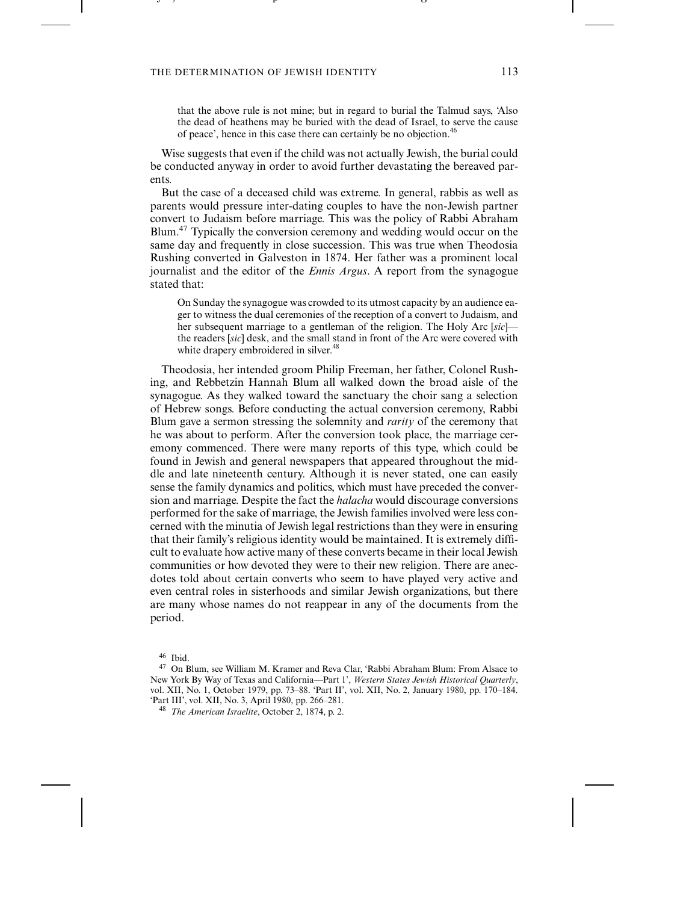> that the above rule is not mine; but in regard to burial the Talmud says, 'Also the dead of heathens may be buried with the dead of Israel, to serve the cause of peace', hence in this case there can certainly be no objection.[46]

Wise suggests that even if the child was not actually Jewish, the burial could be conducted anyway in order to avoid further devastating the bereaved parents.

But the case of a deceased child was extreme. In general, rabbis as well as parents would pressure inter-dating couples to have the non-Jewish partner convert to Judaism before marriage. This was the policy of Rabbi Abraham Blum.[47] Typically the conversion ceremony and wedding would occur on the same day and frequently in close succession. This was true when Theodosia Rushing converted in Galveston in 1874. Her father was a prominent local journalist and the editor of the *Ennis Argus*. A report from the synagogue stated that:

> On Sunday the synagogue was crowded to its utmost capacity by an audience eager to witness the dual ceremonies of the reception of a convert to Judaism, and her subsequent marriage to a gentleman of the religion. The Holy Arc [*sic*]—the readers [*sic*] desk, and the small stand in front of the Arc were covered with white drapery embroidered in silver.[48]

Theodosia, her intended groom Philip Freeman, her father, Colonel Rushing, and Rebbetzin Hannah Blum all walked down the broad aisle of the synagogue. As they walked toward the sanctuary the choir sang a selection of Hebrew songs. Before conducting the actual conversion ceremony, Rabbi Blum gave a sermon stressing the solemnity and *rarity* of the ceremony that he was about to perform. After the conversion took place, the marriage ceremony commenced. There were many reports of this type, which could be found in Jewish and general newspapers that appeared throughout the middle and late nineteenth century. Although it is never stated, one can easily sense the family dynamics and politics, which must have preceded the conversion and marriage. Despite the fact the *halacha* would discourage conversions performed for the sake of marriage, the Jewish families involved were less concerned with the minutia of Jewish legal restrictions than they were in ensuring that their family's religious identity would be maintained. It is extremely difficult to evaluate how active many of these converts became in their local Jewish communities or how devoted they were to their new religion. There are anecdotes told about certain converts who seem to have played very active and even central roles in sisterhoods and similar Jewish organizations, but there are many whose names do not reappear in any of the documents from the period.

---

[46] Ibid.

[47] On Blum, see William M. Kramer and Reva Clar, 'Rabbi Abraham Blum: From Alsace to New York By Way of Texas and California—Part 1', *Western States Jewish Historical Quarterly*, vol. XII, No. 1, October 1979, pp. 73–88. 'Part II', vol. XII, No. 2, January 1980, pp. 170–184. 'Part III', vol. XII, No. 3, April 1980, pp. 266–281.

[48] *The American Israelite*, October 2, 1874, p. 2.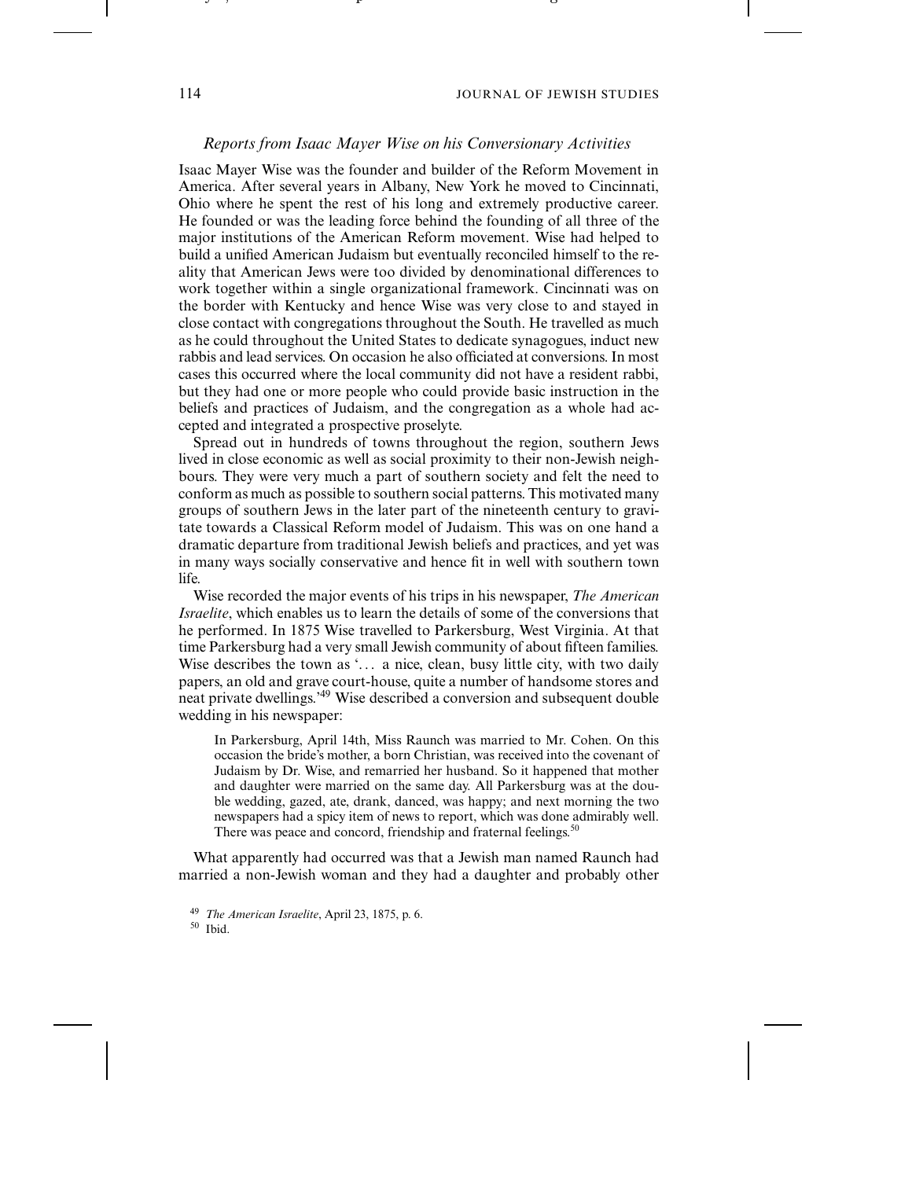### *Reports from Isaac Mayer Wise on his Conversionary Activities*

Isaac Mayer Wise was the founder and builder of the Reform Movement in America. After several years in Albany, New York he moved to Cincinnati, Ohio where he spent the rest of his long and extremely productive career. He founded or was the leading force behind the founding of all three of the major institutions of the American Reform movement. Wise had helped to build a unified American Judaism but eventually reconciled himself to the reality that American Jews were too divided by denominational differences to work together within a single organizational framework. Cincinnati was on the border with Kentucky and hence Wise was very close to and stayed in close contact with congregations throughout the South. He travelled as much as he could throughout the United States to dedicate synagogues, induct new rabbis and lead services. On occasion he also officiated at conversions. In most cases this occurred where the local community did not have a resident rabbi, but they had one or more people who could provide basic instruction in the beliefs and practices of Judaism, and the congregation as a whole had accepted and integrated a prospective proselyte.

Spread out in hundreds of towns throughout the region, southern Jews lived in close economic as well as social proximity to their non-Jewish neighbours. They were very much a part of southern society and felt the need to conform as much as possible to southern social patterns. This motivated many groups of southern Jews in the later part of the nineteenth century to gravitate towards a Classical Reform model of Judaism. This was on one hand a dramatic departure from traditional Jewish beliefs and practices, and yet was in many ways socially conservative and hence fit in well with southern town life.

Wise recorded the major events of his trips in his newspaper, *The American Israelite*, which enables us to learn the details of some of the conversions that he performed. In 1875 Wise travelled to Parkersburg, West Virginia. At that time Parkersburg had a very small Jewish community of about fifteen families. Wise describes the town as '... a nice, clean, busy little city, with two daily papers, an old and grave court-house, quite a number of handsome stores and neat private dwellings.'[49] Wise described a conversion and subsequent double wedding in his newspaper:

> In Parkersburg, April 14th, Miss Raunch was married to Mr. Cohen. On this occasion the bride's mother, a born Christian, was received into the covenant of Judaism by Dr. Wise, and remarried her husband. So it happened that mother and daughter were married on the same day. All Parkersburg was at the double wedding, gazed, ate, drank, danced, was happy; and next morning the two newspapers had a spicy item of news to report, which was done admirably well. There was peace and concord, friendship and fraternal feelings.[50]

What apparently had occurred was that a Jewish man named Raunch had married a non-Jewish woman and they had a daughter and probably other

[49] *The American Israelite*, April 23, 1875, p. 6.

[50] Ibid.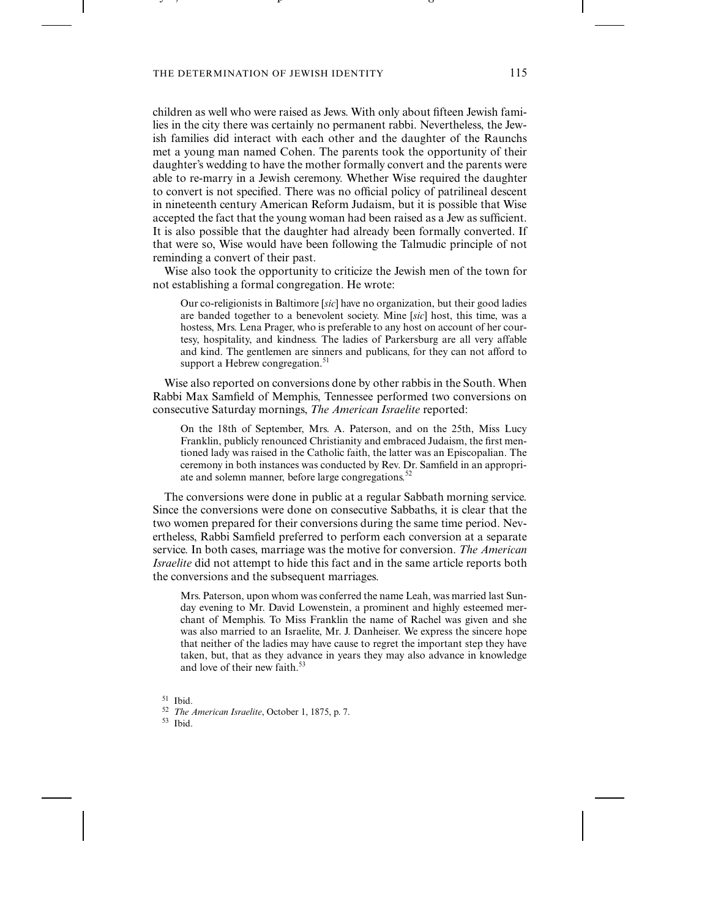children as well who were raised as Jews. With only about fifteen Jewish families in the city there was certainly no permanent rabbi. Nevertheless, the Jewish families did interact with each other and the daughter of the Raunchs met a young man named Cohen. The parents took the opportunity of their daughter's wedding to have the mother formally convert and the parents were able to re-marry in a Jewish ceremony. Whether Wise required the daughter to convert is not specified. There was no official policy of patrilineal descent in nineteenth century American Reform Judaism, but it is possible that Wise accepted the fact that the young woman had been raised as a Jew as sufficient. It is also possible that the daughter had already been formally converted. If that were so, Wise would have been following the Talmudic principle of not reminding a convert of their past.

Wise also took the opportunity to criticize the Jewish men of the town for not establishing a formal congregation. He wrote:

> Our co-religionists in Baltimore [*sic*] have no organization, but their good ladies are banded together to a benevolent society. Mine [*sic*] host, this time, was a hostess, Mrs. Lena Prager, who is preferable to any host on account of her courtesy, hospitality, and kindness. The ladies of Parkersburg are all very affable and kind. The gentlemen are sinners and publicans, for they can not afford to support a Hebrew congregation.[51]

Wise also reported on conversions done by other rabbis in the South. When Rabbi Max Samfield of Memphis, Tennessee performed two conversions on consecutive Saturday mornings, *The American Israelite* reported:

> On the 18th of September, Mrs. A. Paterson, and on the 25th, Miss Lucy Franklin, publicly renounced Christianity and embraced Judaism, the first mentioned lady was raised in the Catholic faith, the latter was an Episcopalian. The ceremony in both instances was conducted by Rev. Dr. Samfield in an appropriate and solemn manner, before large congregations.[52]

The conversions were done in public at a regular Sabbath morning service. Since the conversions were done on consecutive Sabbaths, it is clear that the two women prepared for their conversions during the same time period. Nevertheless, Rabbi Samfield preferred to perform each conversion at a separate service. In both cases, marriage was the motive for conversion. *The American Israelite* did not attempt to hide this fact and in the same article reports both the conversions and the subsequent marriages.

> Mrs. Paterson, upon whom was conferred the name Leah, was married last Sunday evening to Mr. David Lowenstein, a prominent and highly esteemed merchant of Memphis. To Miss Franklin the name of Rachel was given and she was also married to an Israelite, Mr. J. Danheiser. We express the sincere hope that neither of the ladies may have cause to regret the important step they have taken, but, that as they advance in years they may also advance in knowledge and love of their new faith.[53]

[51] Ibid.

[52] *The American Israelite*, October 1, 1875, p. 7.

[53] Ibid.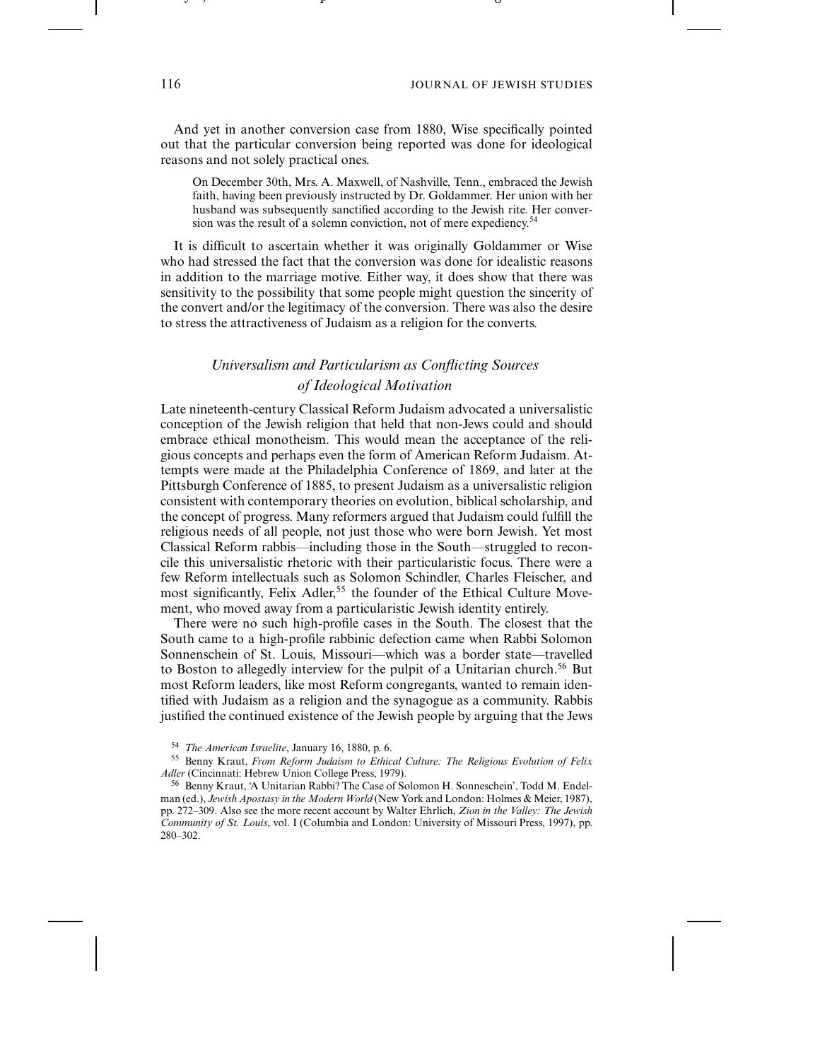And yet in another conversion case from 1880, Wise specifically pointed out that the particular conversion being reported was done for ideological reasons and not solely practical ones.

> On December 30th, Mrs. A. Maxwell, of Nashville, Tenn., embraced the Jewish faith, having been previously instructed by Dr. Goldammer. Her union with her husband was subsequently sanctified according to the Jewish rite. Her conversion was the result of a solemn conviction, not of mere expediency.[54]

It is difficult to ascertain whether it was originally Goldammer or Wise who had stressed the fact that the conversion was done for idealistic reasons in addition to the marriage motive. Either way, it does show that there was sensitivity to the possibility that some people might question the sincerity of the convert and/or the legitimacy of the conversion. There was also the desire to stress the attractiveness of Judaism as a religion for the converts.

### *Universalism and Particularism as Conflicting Sources of Ideological Motivation*

Late nineteenth-century Classical Reform Judaism advocated a universalistic conception of the Jewish religion that held that non-Jews could and should embrace ethical monotheism. This would mean the acceptance of the religious concepts and perhaps even the form of American Reform Judaism. Attempts were made at the Philadelphia Conference of 1869, and later at the Pittsburgh Conference of 1885, to present Judaism as a universalistic religion consistent with contemporary theories on evolution, biblical scholarship, and the concept of progress. Many reformers argued that Judaism could fulfill the religious needs of all people, not just those who were born Jewish. Yet most Classical Reform rabbis—including those in the South—struggled to reconcile this universalistic rhetoric with their particularistic focus. There were a few Reform intellectuals such as Solomon Schindler, Charles Fleischer, and most significantly, Felix Adler,[55] the founder of the Ethical Culture Movement, who moved away from a particularistic Jewish identity entirely.

There were no such high-profile cases in the South. The closest that the South came to a high-profile rabbinic defection came when Rabbi Solomon Sonnenschein of St. Louis, Missouri—which was a border state—travelled to Boston to allegedly interview for the pulpit of a Unitarian church.[56] But most Reform leaders, like most Reform congregants, wanted to remain identified with Judaism as a religion and the synagogue as a community. Rabbis justified the continued existence of the Jewish people by arguing that the Jews

---

[54] *The American Israelite*, January 16, 1880, p. 6.

[55] Benny Kraut, *From Reform Judaism to Ethical Culture: The Religious Evolution of Felix Adler* (Cincinnati: Hebrew Union College Press, 1979).

[56] Benny Kraut, 'A Unitarian Rabbi? The Case of Solomon H. Sonneschein', Todd M. Endelman (ed.), *Jewish Apostasy in the Modern World* (New York and London: Holmes & Meier, 1987), pp. 272–309. Also see the more recent account by Walter Ehrlich, *Zion in the Valley: The Jewish Community of St. Louis*, vol. I (Columbia and London: University of Missouri Press, 1997), pp. 280–302.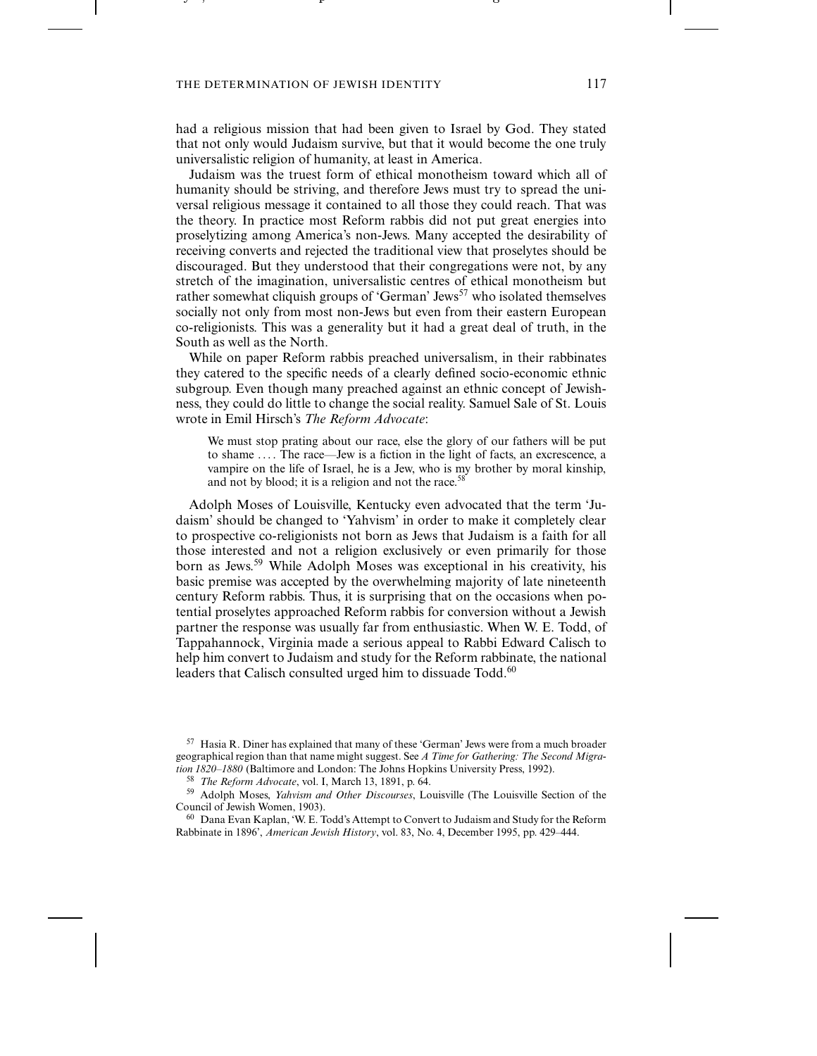had a religious mission that had been given to Israel by God. They stated that not only would Judaism survive, but that it would become the one truly universalistic religion of humanity, at least in America.

Judaism was the truest form of ethical monotheism toward which all of humanity should be striving, and therefore Jews must try to spread the universal religious message it contained to all those they could reach. That was the theory. In practice most Reform rabbis did not put great energies into proselytizing among America's non-Jews. Many accepted the desirability of receiving converts and rejected the traditional view that proselytes should be discouraged. But they understood that their congregations were not, by any stretch of the imagination, universalistic centres of ethical monotheism but rather somewhat cliquish groups of 'German' Jews[57] who isolated themselves socially not only from most non-Jews but even from their eastern European co-religionists. This was a generality but it had a great deal of truth, in the South as well as the North.

While on paper Reform rabbis preached universalism, in their rabbinates they catered to the specific needs of a clearly defined socio-economic ethnic subgroup. Even though many preached against an ethnic concept of Jewishness, they could do little to change the social reality. Samuel Sale of St. Louis wrote in Emil Hirsch's *The Reform Advocate*:

> We must stop prating about our race, else the glory of our fathers will be put to shame .... The race—Jew is a fiction in the light of facts, an excrescence, a vampire on the life of Israel, he is a Jew, who is my brother by moral kinship, and not by blood; it is a religion and not the race.[58]

Adolph Moses of Louisville, Kentucky even advocated that the term 'Judaism' should be changed to 'Yahvism' in order to make it completely clear to prospective co-religionists not born as Jews that Judaism is a faith for all those interested and not a religion exclusively or even primarily for those born as Jews.[59] While Adolph Moses was exceptional in his creativity, his basic premise was accepted by the overwhelming majority of late nineteenth century Reform rabbis. Thus, it is surprising that on the occasions when potential proselytes approached Reform rabbis for conversion without a Jewish partner the response was usually far from enthusiastic. When W. E. Todd, of Tappahannock, Virginia made a serious appeal to Rabbi Edward Calisch to help him convert to Judaism and study for the Reform rabbinate, the national leaders that Calisch consulted urged him to dissuade Todd.[60]

---

[57] Hasia R. Diner has explained that many of these 'German' Jews were from a much broader geographical region than that name might suggest. See *A Time for Gathering: The Second Migration 1820–1880* (Baltimore and London: The Johns Hopkins University Press, 1992).

[58] *The Reform Advocate*, vol. I, March 13, 1891, p. 64.

[59] Adolph Moses, *Yahvism and Other Discourses*, Louisville (The Louisville Section of the Council of Jewish Women, 1903).

[60] Dana Evan Kaplan, 'W. E. Todd's Attempt to Convert to Judaism and Study for the Reform Rabbinate in 1896', *American Jewish History*, vol. 83, No. 4, December 1995, pp. 429–444.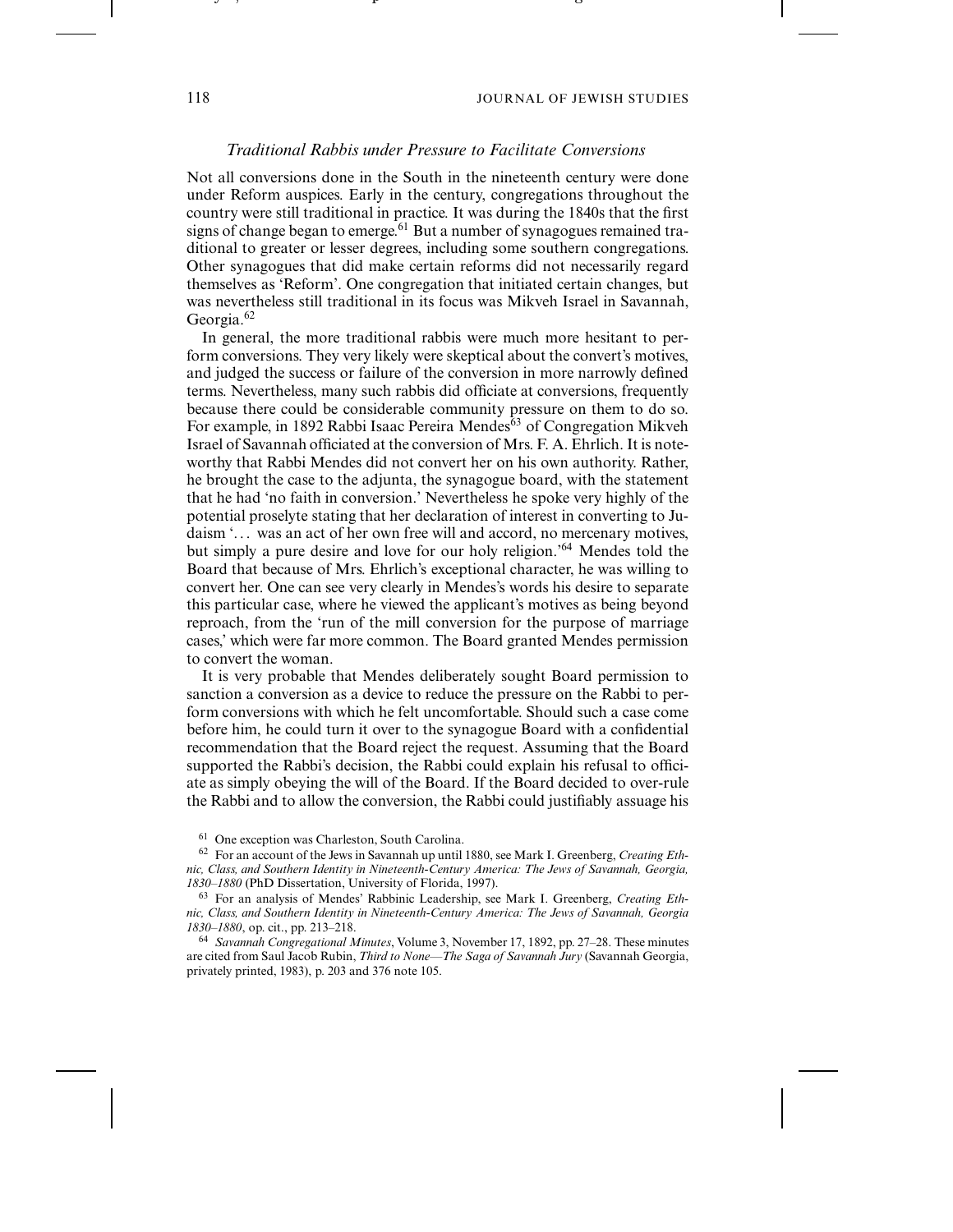### *Traditional Rabbis under Pressure to Facilitate Conversions*

Not all conversions done in the South in the nineteenth century were done under Reform auspices. Early in the century, congregations throughout the country were still traditional in practice. It was during the 1840s that the first signs of change began to emerge.[61] But a number of synagogues remained traditional to greater or lesser degrees, including some southern congregations. Other synagogues that did make certain reforms did not necessarily regard themselves as 'Reform'. One congregation that initiated certain changes, but was nevertheless still traditional in its focus was Mikveh Israel in Savannah, Georgia.[62]

In general, the more traditional rabbis were much more hesitant to perform conversions. They very likely were skeptical about the convert's motives, and judged the success or failure of the conversion in more narrowly defined terms. Nevertheless, many such rabbis did officiate at conversions, frequently because there could be considerable community pressure on them to do so. For example, in 1892 Rabbi Isaac Pereira Mendes[63] of Congregation Mikveh Israel of Savannah officiated at the conversion of Mrs. F. A. Ehrlich. It is noteworthy that Rabbi Mendes did not convert her on his own authority. Rather, he brought the case to the adjunta, the synagogue board, with the statement that he had 'no faith in conversion.' Nevertheless he spoke very highly of the potential proselyte stating that her declaration of interest in converting to Judaism '... was an act of her own free will and accord, no mercenary motives, but simply a pure desire and love for our holy religion.'[64] Mendes told the Board that because of Mrs. Ehrlich's exceptional character, he was willing to convert her. One can see very clearly in Mendes's words his desire to separate this particular case, where he viewed the applicant's motives as being beyond reproach, from the 'run of the mill conversion for the purpose of marriage cases,' which were far more common. The Board granted Mendes permission to convert the woman.

It is very probable that Mendes deliberately sought Board permission to sanction a conversion as a device to reduce the pressure on the Rabbi to perform conversions with which he felt uncomfortable. Should such a case come before him, he could turn it over to the synagogue Board with a confidential recommendation that the Board reject the request. Assuming that the Board supported the Rabbi's decision, the Rabbi could explain his refusal to officiate as simply obeying the will of the Board. If the Board decided to over-rule the Rabbi and to allow the conversion, the Rabbi could justifiably assuage his

[61] One exception was Charleston, South Carolina.

[62] For an account of the Jews in Savannah up until 1880, see Mark I. Greenberg, *Creating Ethnic, Class, and Southern Identity in Nineteenth-Century America: The Jews of Savannah, Georgia, 1830–1880* (PhD Dissertation, University of Florida, 1997).

[63] For an analysis of Mendes' Rabbinic Leadership, see Mark I. Greenberg, *Creating Ethnic, Class, and Southern Identity in Nineteenth-Century America: The Jews of Savannah, Georgia 1830–1880*, op. cit., pp. 213–218.

[64] *Savannah Congregational Minutes*, Volume 3, November 17, 1892, pp. 27–28. These minutes are cited from Saul Jacob Rubin, *Third to None—The Saga of Savannah Jury* (Savannah Georgia, privately printed, 1983), p. 203 and 376 note 105.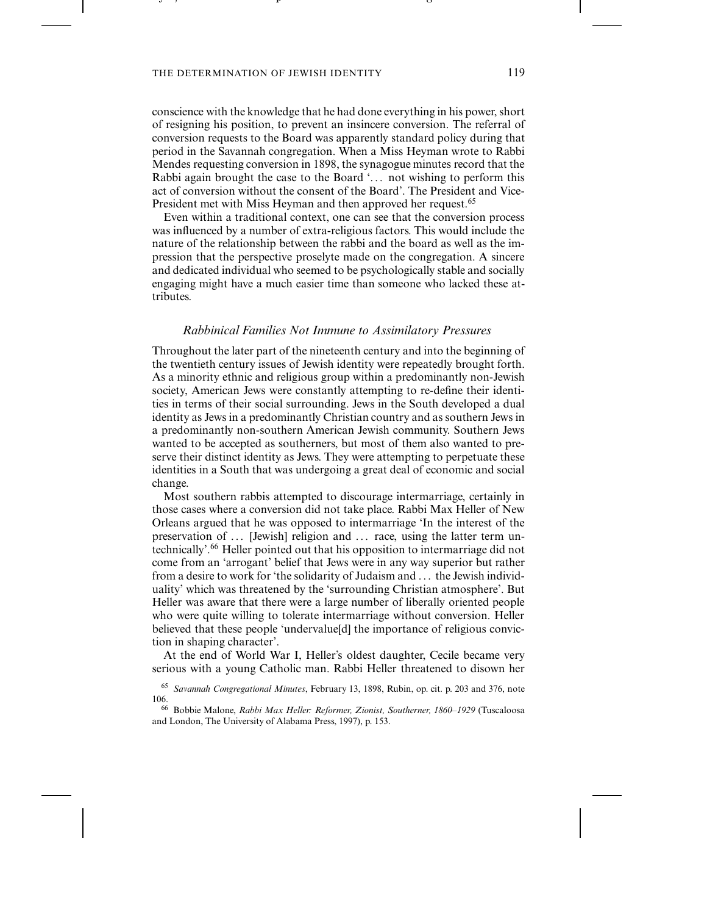conscience with the knowledge that he had done everything in his power, short of resigning his position, to prevent an insincere conversion. The referral of conversion requests to the Board was apparently standard policy during that period in the Savannah congregation. When a Miss Heyman wrote to Rabbi Mendes requesting conversion in 1898, the synagogue minutes record that the Rabbi again brought the case to the Board '… not wishing to perform this act of conversion without the consent of the Board'. The President and Vice-President met with Miss Heyman and then approved her request.[65]

Even within a traditional context, one can see that the conversion process was influenced by a number of extra-religious factors. This would include the nature of the relationship between the rabbi and the board as well as the impression that the perspective proselyte made on the congregation. A sincere and dedicated individual who seemed to be psychologically stable and socially engaging might have a much easier time than someone who lacked these attributes.

### *Rabbinical Families Not Immune to Assimilatory Pressures*

Throughout the later part of the nineteenth century and into the beginning of the twentieth century issues of Jewish identity were repeatedly brought forth. As a minority ethnic and religious group within a predominantly non-Jewish society, American Jews were constantly attempting to re-define their identities in terms of their social surrounding. Jews in the South developed a dual identity as Jews in a predominantly Christian country and as southern Jews in a predominantly non-southern American Jewish community. Southern Jews wanted to be accepted as southerners, but most of them also wanted to preserve their distinct identity as Jews. They were attempting to perpetuate these identities in a South that was undergoing a great deal of economic and social change.

Most southern rabbis attempted to discourage intermarriage, certainly in those cases where a conversion did not take place. Rabbi Max Heller of New Orleans argued that he was opposed to intermarriage 'In the interest of the preservation of … [Jewish] religion and … race, using the latter term untechnically'.[66] Heller pointed out that his opposition to intermarriage did not come from an 'arrogant' belief that Jews were in any way superior but rather from a desire to work for 'the solidarity of Judaism and … the Jewish individuality' which was threatened by the 'surrounding Christian atmosphere'. But Heller was aware that there were a large number of liberally oriented people who were quite willing to tolerate intermarriage without conversion. Heller believed that these people 'undervalue[d] the importance of religious conviction in shaping character'.

At the end of World War I, Heller's oldest daughter, Cecile became very serious with a young Catholic man. Rabbi Heller threatened to disown her

[65] *Savannah Congregational Minutes*, February 13, 1898, Rubin, op. cit. p. 203 and 376, note 106.

[66] Bobbie Malone, *Rabbi Max Heller: Reformer, Zionist, Southerner, 1860–1929* (Tuscaloosa and London, The University of Alabama Press, 1997), p. 153.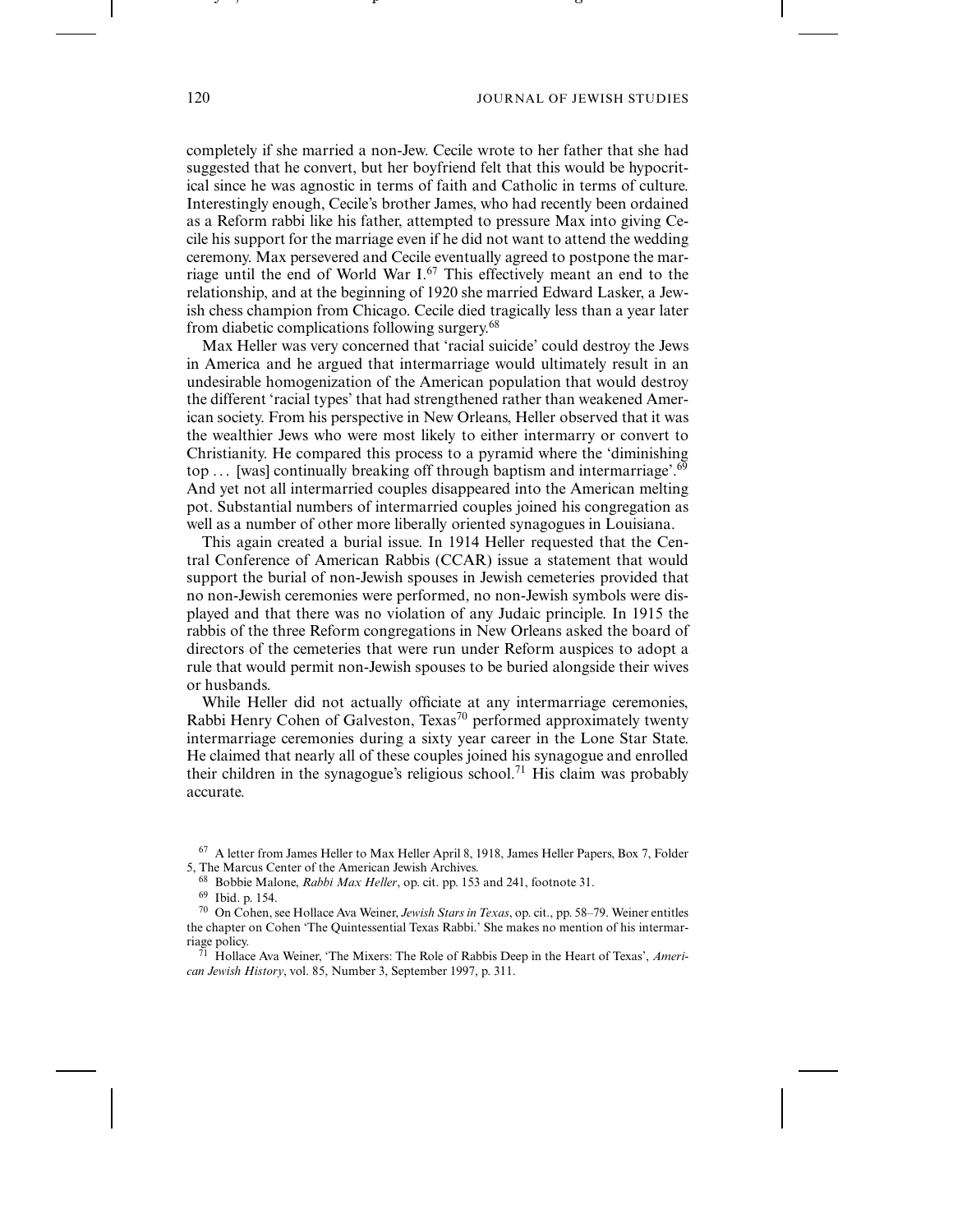completely if she married a non-Jew. Cecile wrote to her father that she had suggested that he convert, but her boyfriend felt that this would be hypocritical since he was agnostic in terms of faith and Catholic in terms of culture. Interestingly enough, Cecile's brother James, who had recently been ordained as a Reform rabbi like his father, attempted to pressure Max into giving Cecile his support for the marriage even if he did not want to attend the wedding ceremony. Max persevered and Cecile eventually agreed to postpone the marriage until the end of World War I.[67] This effectively meant an end to the relationship, and at the beginning of 1920 she married Edward Lasker, a Jewish chess champion from Chicago. Cecile died tragically less than a year later from diabetic complications following surgery.[68]

Max Heller was very concerned that 'racial suicide' could destroy the Jews in America and he argued that intermarriage would ultimately result in an undesirable homogenization of the American population that would destroy the different 'racial types' that had strengthened rather than weakened American society. From his perspective in New Orleans, Heller observed that it was the wealthier Jews who were most likely to either intermarry or convert to Christianity. He compared this process to a pyramid where the 'diminishing top ... [was] continually breaking off through baptism and intermarriage'.[69] And yet not all intermarried couples disappeared into the American melting pot. Substantial numbers of intermarried couples joined his congregation as well as a number of other more liberally oriented synagogues in Louisiana.

This again created a burial issue. In 1914 Heller requested that the Central Conference of American Rabbis (CCAR) issue a statement that would support the burial of non-Jewish spouses in Jewish cemeteries provided that no non-Jewish ceremonies were performed, no non-Jewish symbols were displayed and that there was no violation of any Judaic principle. In 1915 the rabbis of the three Reform congregations in New Orleans asked the board of directors of the cemeteries that were run under Reform auspices to adopt a rule that would permit non-Jewish spouses to be buried alongside their wives or husbands.

While Heller did not actually officiate at any intermarriage ceremonies, Rabbi Henry Cohen of Galveston, Texas[70] performed approximately twenty intermarriage ceremonies during a sixty year career in the Lone Star State. He claimed that nearly all of these couples joined his synagogue and enrolled their children in the synagogue's religious school.[71] His claim was probably accurate.

---

[67] A letter from James Heller to Max Heller April 8, 1918, James Heller Papers, Box 7, Folder 5, The Marcus Center of the American Jewish Archives.

[68] Bobbie Malone, *Rabbi Max Heller*, op. cit. pp. 153 and 241, footnote 31.

[69] Ibid. p. 154.

[70] On Cohen, see Hollace Ava Weiner, *Jewish Stars in Texas*, op. cit., pp. 58–79. Weiner entitles the chapter on Cohen 'The Quintessential Texas Rabbi.' She makes no mention of his intermarriage policy.

[71] Hollace Ava Weiner, 'The Mixers: The Role of Rabbis Deep in the Heart of Texas', *American Jewish History*, vol. 85, Number 3, September 1997, p. 311.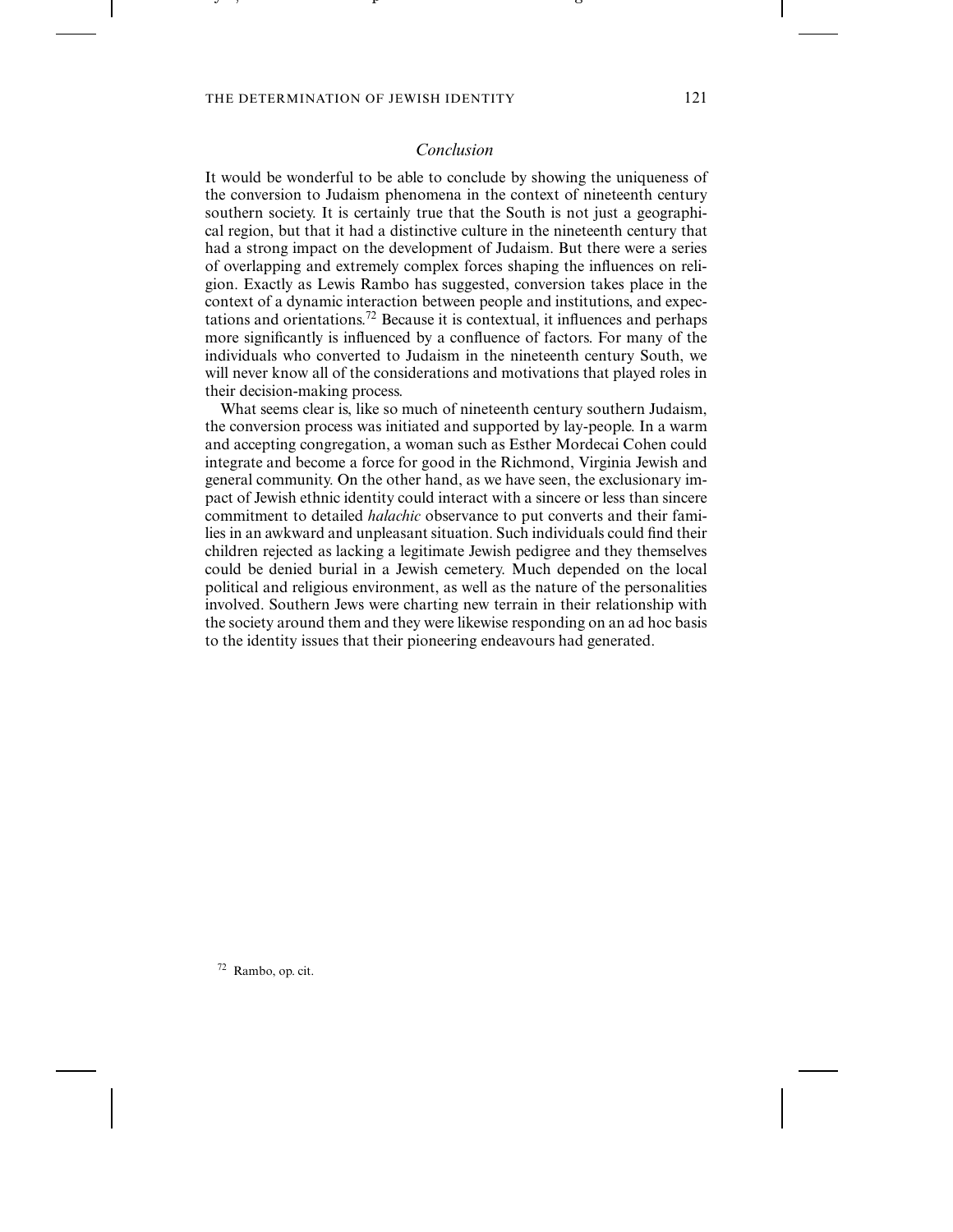## *Conclusion*

It would be wonderful to be able to conclude by showing the uniqueness of the conversion to Judaism phenomena in the context of nineteenth century southern society. It is certainly true that the South is not just a geographical region, but that it had a distinctive culture in the nineteenth century that had a strong impact on the development of Judaism. But there were a series of overlapping and extremely complex forces shaping the influences on religion. Exactly as Lewis Rambo has suggested, conversion takes place in the context of a dynamic interaction between people and institutions, and expectations and orientations.[72] Because it is contextual, it influences and perhaps more significantly is influenced by a confluence of factors. For many of the individuals who converted to Judaism in the nineteenth century South, we will never know all of the considerations and motivations that played roles in their decision-making process.

What seems clear is, like so much of nineteenth century southern Judaism, the conversion process was initiated and supported by lay-people. In a warm and accepting congregation, a woman such as Esther Mordecai Cohen could integrate and become a force for good in the Richmond, Virginia Jewish and general community. On the other hand, as we have seen, the exclusionary impact of Jewish ethnic identity could interact with a sincere or less than sincere commitment to detailed *halachic* observance to put converts and their families in an awkward and unpleasant situation. Such individuals could find their children rejected as lacking a legitimate Jewish pedigree and they themselves could be denied burial in a Jewish cemetery. Much depended on the local political and religious environment, as well as the nature of the personalities involved. Southern Jews were charting new terrain in their relationship with the society around them and they were likewise responding on an ad hoc basis to the identity issues that their pioneering endeavours had generated.

[72] Rambo, op. cit.